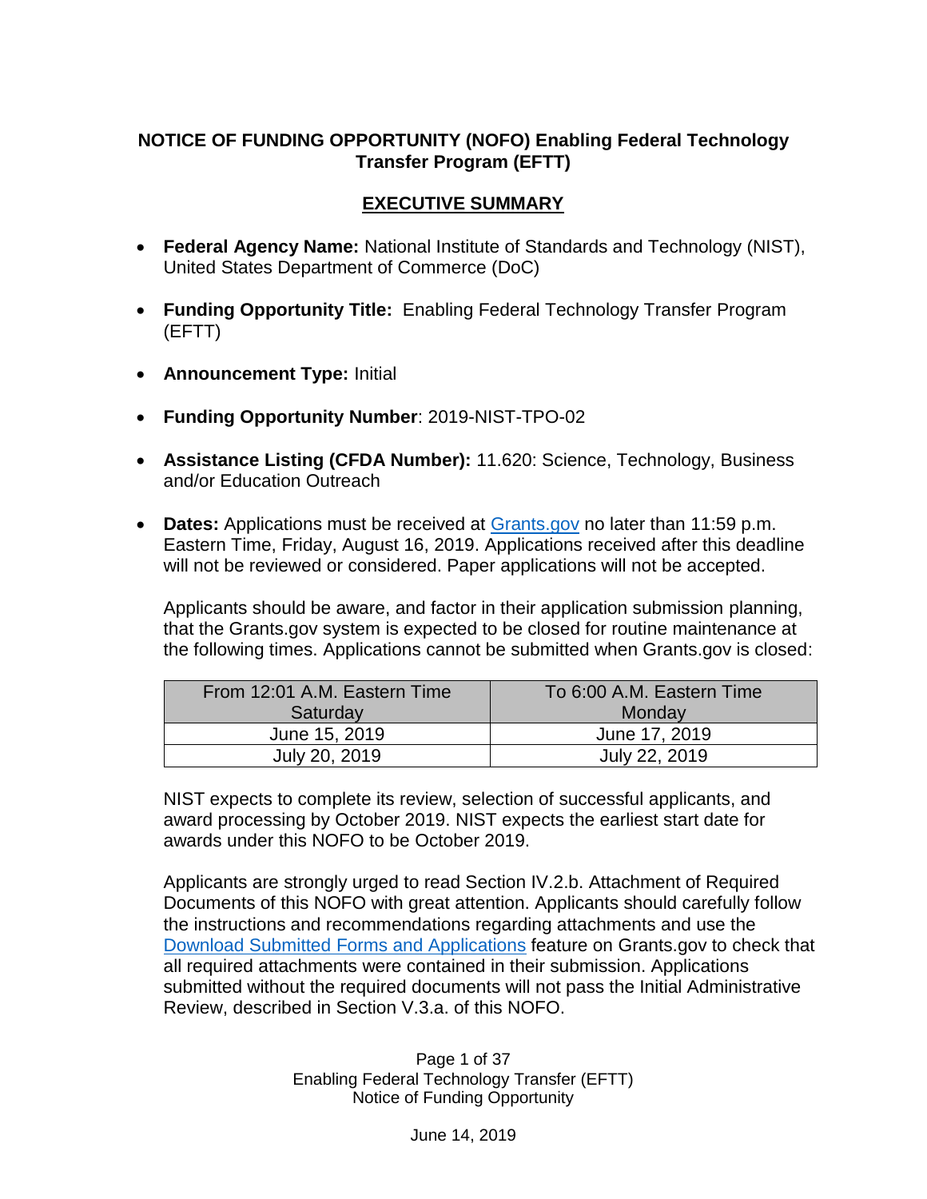# NOTICE OF FUNDING OPPORTUNITY (NOFO) Enabling Federal Technology Transfer Program (EFTT)

## EXECUTIVE SUMMARY

- **Federal Agency Name:** National Institute of Standards and Technology (NIST), United States Department of Commerce (DoC)
- **Funding Opportunity Title:** Enabling Federal Technology Transfer Program (EFTT)
- **Announcement Type:** Initial
- **Funding Opportunity Number**: 2019-NIST-TPO-02
- **Assistance Listing (CFDA Number):** 11.620: Science, Technology, Business and/or Education Outreach
- **Dates:** Applications must be received at [Grants.gov](Grants.gov) no later than 11:59 p.m. Eastern Time, Friday, August 16, 2019. Applications received after this deadline will not be reviewed or considered. Paper applications will not be accepted.

  Applicants should be aware, and factor in their application submission planning, that the Grants.gov system is expected to be closed for routine maintenance at the following times. Applications cannot be submitted when Grants.gov is closed:

  | From 12:01 A.M. Eastern Time Saturday | To 6:00 A.M. Eastern Time Monday |
  | --- | --- |
  | June 15, 2019 | June 17, 2019 |
  | July 20, 2019 | July 22, 2019 |

  NIST expects to complete its review, selection of successful applicants, and award processing by October 2019. NIST expects the earliest start date for awards under this NOFO to be October 2019.

  Applicants are strongly urged to read Section IV.2.b. Attachment of Required Documents of this NOFO with great attention. Applicants should carefully follow the instructions and recommendations regarding attachments and use the Download Submitted Forms and Applications feature on Grants.gov to check that all required attachments were contained in their submission. Applications submitted without the required documents will not pass the Initial Administrative Review, described in Section V.3.a. of this NOFO.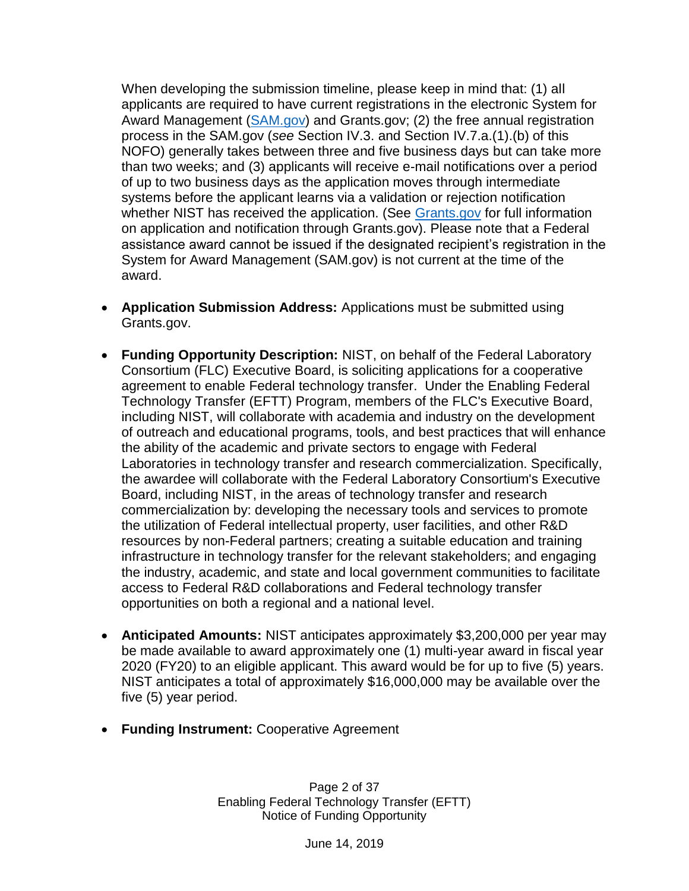When developing the submission timeline, please keep in mind that: (1) all applicants are required to have current registrations in the electronic System for Award Management ([SAM.gov](SAM.gov)) and Grants.gov; (2) the free annual registration process in the SAM.gov (*see* Section IV.3. and Section IV.7.a.(1).(b) of this NOFO) generally takes between three and five business days but can take more than two weeks; and (3) applicants will receive e-mail notifications over a period of up to two business days as the application moves through intermediate systems before the applicant learns via a validation or rejection notification whether NIST has received the application. (See [Grants.gov](Grants.gov) for full information on application and notification through Grants.gov). Please note that a Federal assistance award cannot be issued if the designated recipient's registration in the System for Award Management (SAM.gov) is not current at the time of the award.

- **Application Submission Address:** Applications must be submitted using Grants.gov.

- **Funding Opportunity Description:** NIST, on behalf of the Federal Laboratory Consortium (FLC) Executive Board, is soliciting applications for a cooperative agreement to enable Federal technology transfer. Under the Enabling Federal Technology Transfer (EFTT) Program, members of the FLC's Executive Board, including NIST, will collaborate with academia and industry on the development of outreach and educational programs, tools, and best practices that will enhance the ability of the academic and private sectors to engage with Federal Laboratories in technology transfer and research commercialization. Specifically, the awardee will collaborate with the Federal Laboratory Consortium's Executive Board, including NIST, in the areas of technology transfer and research commercialization by: developing the necessary tools and services to promote the utilization of Federal intellectual property, user facilities, and other R&D resources by non-Federal partners; creating a suitable education and training infrastructure in technology transfer for the relevant stakeholders; and engaging the industry, academic, and state and local government communities to facilitate access to Federal R&D collaborations and Federal technology transfer opportunities on both a regional and a national level.

- **Anticipated Amounts:** NIST anticipates approximately $3,200,000 per year may be made available to award approximately one (1) multi-year award in fiscal year 2020 (FY20) to an eligible applicant. This award would be for up to five (5) years. NIST anticipates a total of approximately $16,000,000 may be available over the five (5) year period.

- **Funding Instrument:** Cooperative Agreement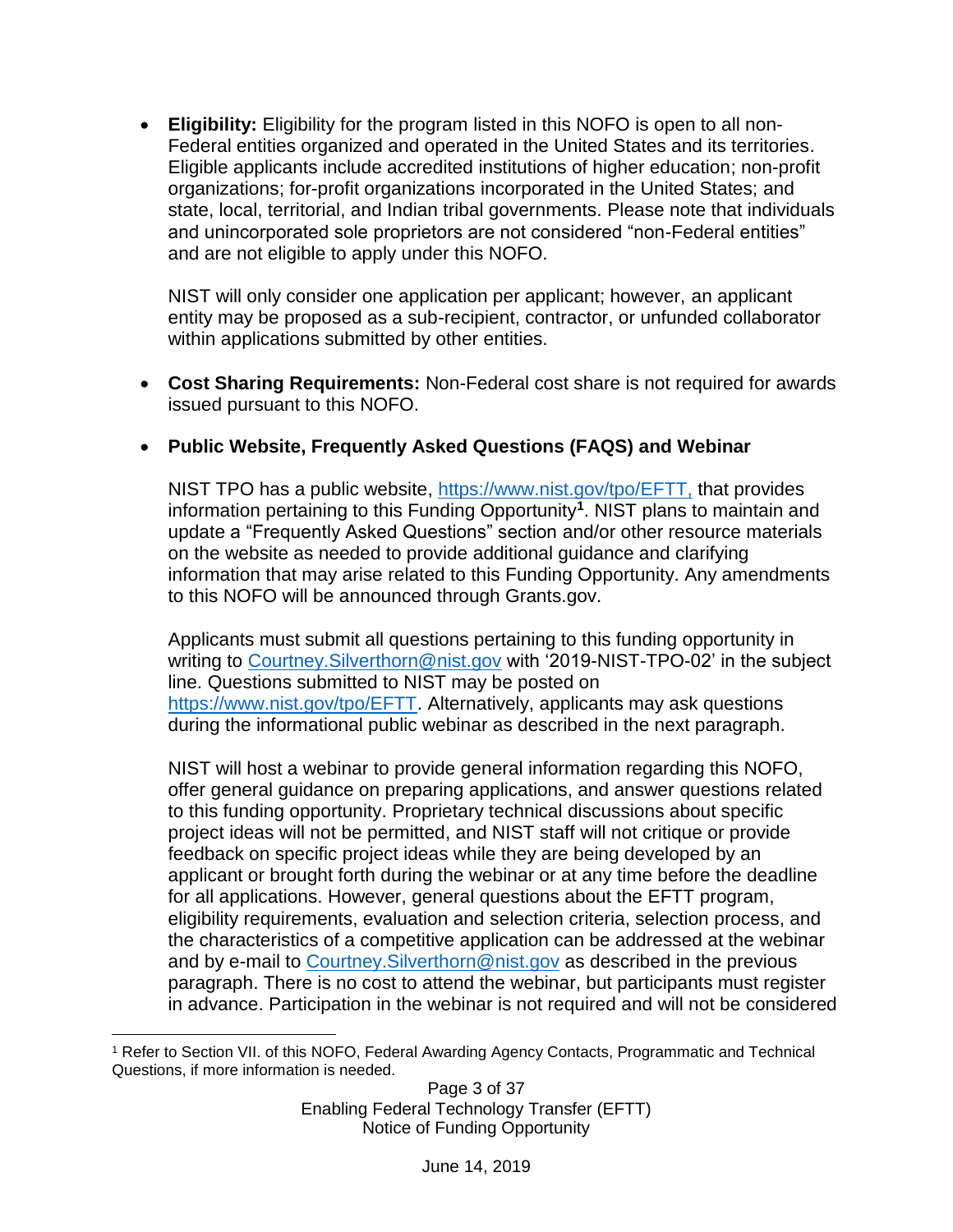- **Eligibility:** Eligibility for the program listed in this NOFO is open to all non-Federal entities organized and operated in the United States and its territories. Eligible applicants include accredited institutions of higher education; non-profit organizations; for-profit organizations incorporated in the United States; and state, local, territorial, and Indian tribal governments. Please note that individuals and unincorporated sole proprietors are not considered "non-Federal entities" and are not eligible to apply under this NOFO.

  NIST will only consider one application per applicant; however, an applicant entity may be proposed as a sub-recipient, contractor, or unfunded collaborator within applications submitted by other entities.

- **Cost Sharing Requirements:** Non-Federal cost share is not required for awards issued pursuant to this NOFO.

- **Public Website, Frequently Asked Questions (FAQS) and Webinar**

  NIST TPO has a public website, https://www.nist.gov/tpo/EFTT, that provides information pertaining to this Funding Opportunity[1]. NIST plans to maintain and update a "Frequently Asked Questions" section and/or other resource materials on the website as needed to provide additional guidance and clarifying information that may arise related to this Funding Opportunity. Any amendments to this NOFO will be announced through Grants.gov.

  Applicants must submit all questions pertaining to this funding opportunity in writing to Courtney.Silverthorn@nist.gov with '2019-NIST-TPO-02' in the subject line. Questions submitted to NIST may be posted on https://www.nist.gov/tpo/EFTT. Alternatively, applicants may ask questions during the informational public webinar as described in the next paragraph.

  NIST will host a webinar to provide general information regarding this NOFO, offer general guidance on preparing applications, and answer questions related to this funding opportunity. Proprietary technical discussions about specific project ideas will not be permitted, and NIST staff will not critique or provide feedback on specific project ideas while they are being developed by an applicant or brought forth during the webinar or at any time before the deadline for all applications. However, general questions about the EFTT program, eligibility requirements, evaluation and selection criteria, selection process, and the characteristics of a competitive application can be addressed at the webinar and by e-mail to Courtney.Silverthorn@nist.gov as described in the previous paragraph. There is no cost to attend the webinar, but participants must register in advance. Participation in the webinar is not required and will not be considered

[1] Refer to Section VII. of this NOFO, Federal Awarding Agency Contacts, Programmatic and Technical Questions, if more information is needed.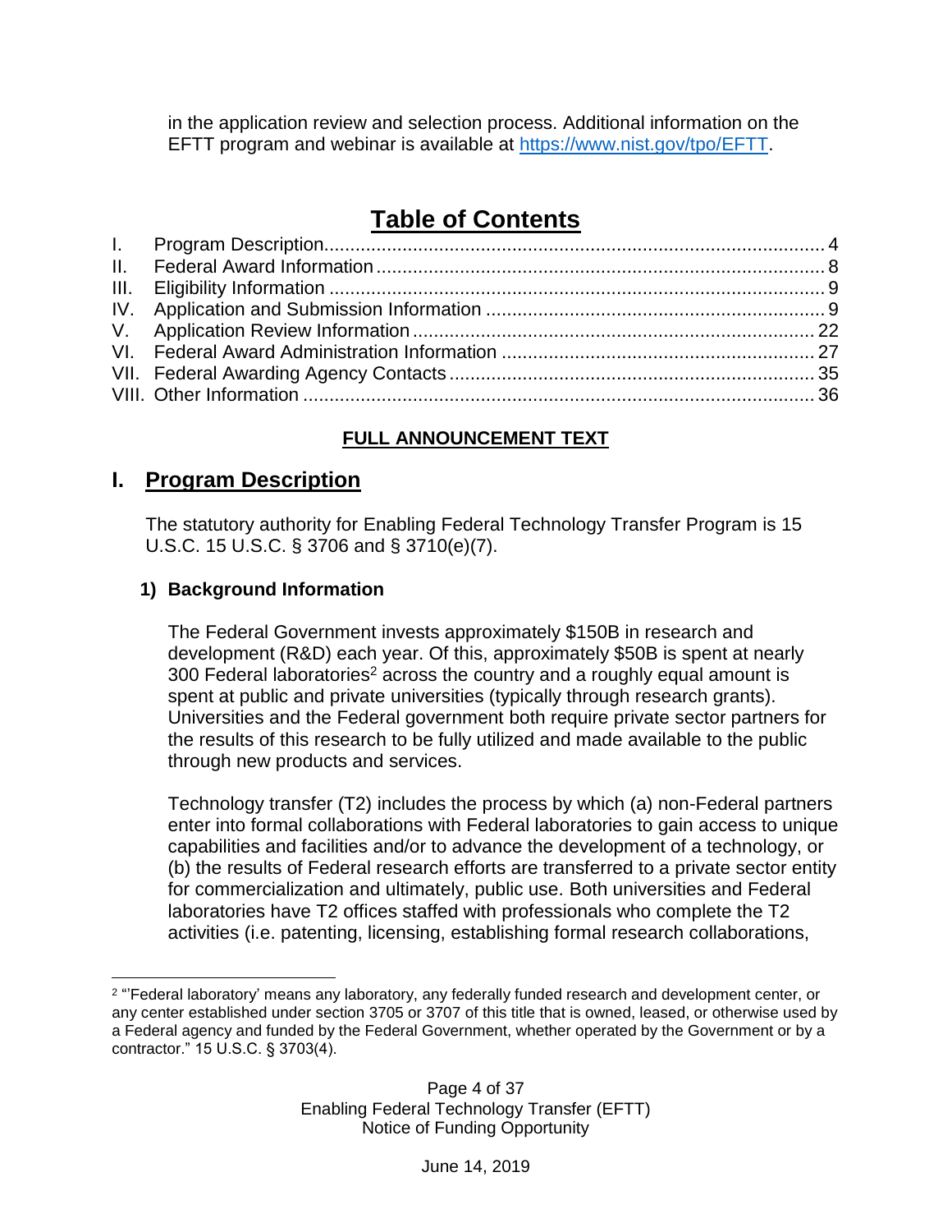in the application review and selection process. Additional information on the EFTT program and webinar is available at [https://www.nist.gov/tpo/EFTT](https://www.nist.gov/tpo/EFTT).

# Table of Contents

- I. Program Description ........ 4
- II. Federal Award Information ........ 8
- III. Eligibility Information ........ 9
- IV. Application and Submission Information ........ 9
- V. Application Review Information ........ 22
- VI. Federal Award Administration Information ........ 27
- VII. Federal Awarding Agency Contacts ........ 35
- VIII. Other Information ........ 36

**FULL ANNOUNCEMENT TEXT**

## I. Program Description

The statutory authority for Enabling Federal Technology Transfer Program is 15 U.S.C. 15 U.S.C. § 3706 and § 3710(e)(7).

### 1) Background Information

The Federal Government invests approximately $150B in research and development (R&D) each year. Of this, approximately $50B is spent at nearly 300 Federal laboratories[2] across the country and a roughly equal amount is spent at public and private universities (typically through research grants). Universities and the Federal government both require private sector partners for the results of this research to be fully utilized and made available to the public through new products and services.

Technology transfer (T2) includes the process by which (a) non-Federal partners enter into formal collaborations with Federal laboratories to gain access to unique capabilities and facilities and/or to advance the development of a technology, or (b) the results of Federal research efforts are transferred to a private sector entity for commercialization and ultimately, public use. Both universities and Federal laboratories have T2 offices staffed with professionals who complete the T2 activities (i.e. patenting, licensing, establishing formal research collaborations,

---

[2] "'Federal laboratory' means any laboratory, any federally funded research and development center, or any center established under section 3705 or 3707 of this title that is owned, leased, or otherwise used by a Federal agency and funded by the Federal Government, whether operated by the Government or by a contractor." 15 U.S.C. § 3703(4).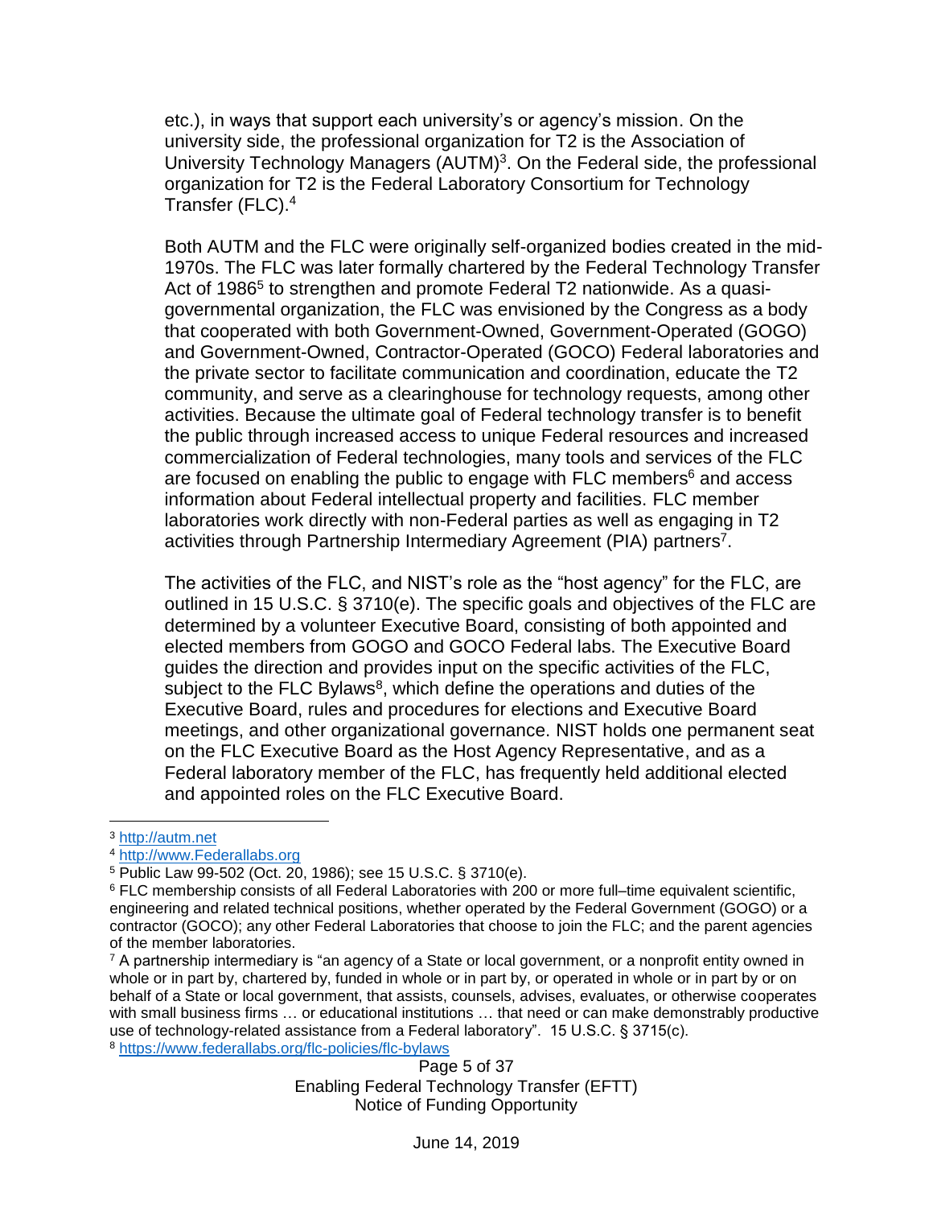etc.), in ways that support each university's or agency's mission. On the university side, the professional organization for T2 is the Association of University Technology Managers (AUTM)[3]. On the Federal side, the professional organization for T2 is the Federal Laboratory Consortium for Technology Transfer (FLC).[4]

Both AUTM and the FLC were originally self-organized bodies created in the mid-1970s. The FLC was later formally chartered by the Federal Technology Transfer Act of 1986[5] to strengthen and promote Federal T2 nationwide. As a quasi-governmental organization, the FLC was envisioned by the Congress as a body that cooperated with both Government-Owned, Government-Operated (GOGO) and Government-Owned, Contractor-Operated (GOCO) Federal laboratories and the private sector to facilitate communication and coordination, educate the T2 community, and serve as a clearinghouse for technology requests, among other activities. Because the ultimate goal of Federal technology transfer is to benefit the public through increased access to unique Federal resources and increased commercialization of Federal technologies, many tools and services of the FLC are focused on enabling the public to engage with FLC members[6] and access information about Federal intellectual property and facilities. FLC member laboratories work directly with non-Federal parties as well as engaging in T2 activities through Partnership Intermediary Agreement (PIA) partners[7].

The activities of the FLC, and NIST's role as the "host agency" for the FLC, are outlined in 15 U.S.C. § 3710(e). The specific goals and objectives of the FLC are determined by a volunteer Executive Board, consisting of both appointed and elected members from GOGO and GOCO Federal labs. The Executive Board guides the direction and provides input on the specific activities of the FLC, subject to the FLC Bylaws[8], which define the operations and duties of the Executive Board, rules and procedures for elections and Executive Board meetings, and other organizational governance. NIST holds one permanent seat on the FLC Executive Board as the Host Agency Representative, and as a Federal laboratory member of the FLC, has frequently held additional elected and appointed roles on the FLC Executive Board.

---

[3] http://autm.net

[4] http://www.Federallabs.org

[5] Public Law 99-502 (Oct. 20, 1986); see 15 U.S.C. § 3710(e).

[6] FLC membership consists of all Federal Laboratories with 200 or more full–time equivalent scientific, engineering and related technical positions, whether operated by the Federal Government (GOGO) or a contractor (GOCO); any other Federal Laboratories that choose to join the FLC; and the parent agencies of the member laboratories.

[7] A partnership intermediary is "an agency of a State or local government, or a nonprofit entity owned in whole or in part by, chartered by, funded in whole or in part by, or operated in whole or in part by or on behalf of a State or local government, that assists, counsels, advises, evaluates, or otherwise cooperates with small business firms … or educational institutions … that need or can make demonstrably productive use of technology-related assistance from a Federal laboratory". 15 U.S.C. § 3715(c).

[8] https://www.federallabs.org/flc-policies/flc-bylaws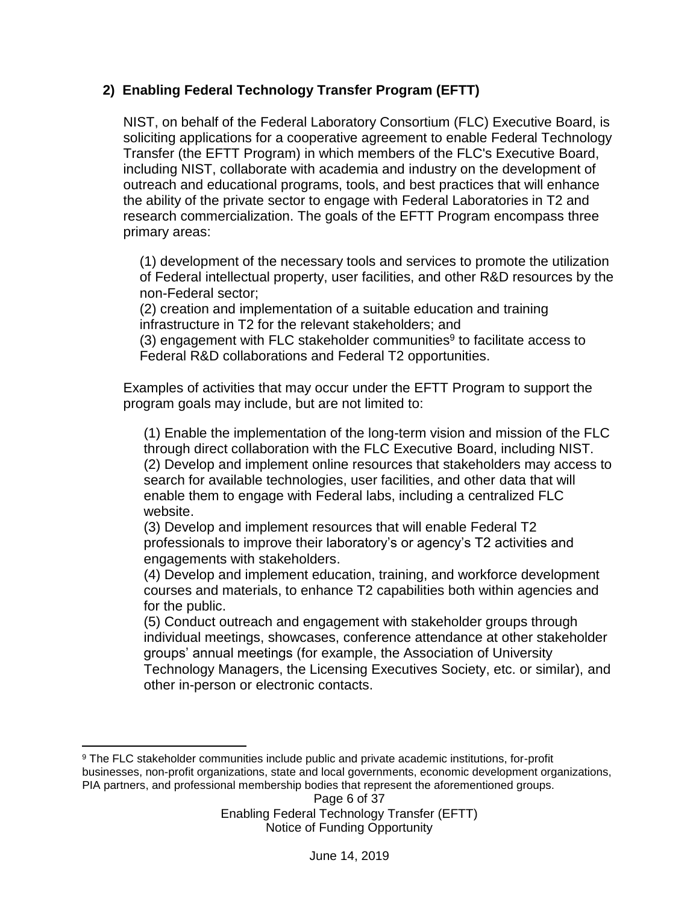## 2) Enabling Federal Technology Transfer Program (EFTT)

NIST, on behalf of the Federal Laboratory Consortium (FLC) Executive Board, is soliciting applications for a cooperative agreement to enable Federal Technology Transfer (the EFTT Program) in which members of the FLC's Executive Board, including NIST, collaborate with academia and industry on the development of outreach and educational programs, tools, and best practices that will enhance the ability of the private sector to engage with Federal Laboratories in T2 and research commercialization. The goals of the EFTT Program encompass three primary areas:

(1) development of the necessary tools and services to promote the utilization of Federal intellectual property, user facilities, and other R&D resources by the non-Federal sector;
(2) creation and implementation of a suitable education and training infrastructure in T2 for the relevant stakeholders; and
(3) engagement with FLC stakeholder communities[9] to facilitate access to Federal R&D collaborations and Federal T2 opportunities.

Examples of activities that may occur under the EFTT Program to support the program goals may include, but are not limited to:

(1) Enable the implementation of the long-term vision and mission of the FLC through direct collaboration with the FLC Executive Board, including NIST.
(2) Develop and implement online resources that stakeholders may access to search for available technologies, user facilities, and other data that will enable them to engage with Federal labs, including a centralized FLC website.
(3) Develop and implement resources that will enable Federal T2 professionals to improve their laboratory's or agency's T2 activities and engagements with stakeholders.
(4) Develop and implement education, training, and workforce development courses and materials, to enhance T2 capabilities both within agencies and for the public.
(5) Conduct outreach and engagement with stakeholder groups through individual meetings, showcases, conference attendance at other stakeholder groups' annual meetings (for example, the Association of University Technology Managers, the Licensing Executives Society, etc. or similar), and other in-person or electronic contacts.

---

[9] The FLC stakeholder communities include public and private academic institutions, for-profit businesses, non-profit organizations, state and local governments, economic development organizations, PIA partners, and professional membership bodies that represent the aforementioned groups.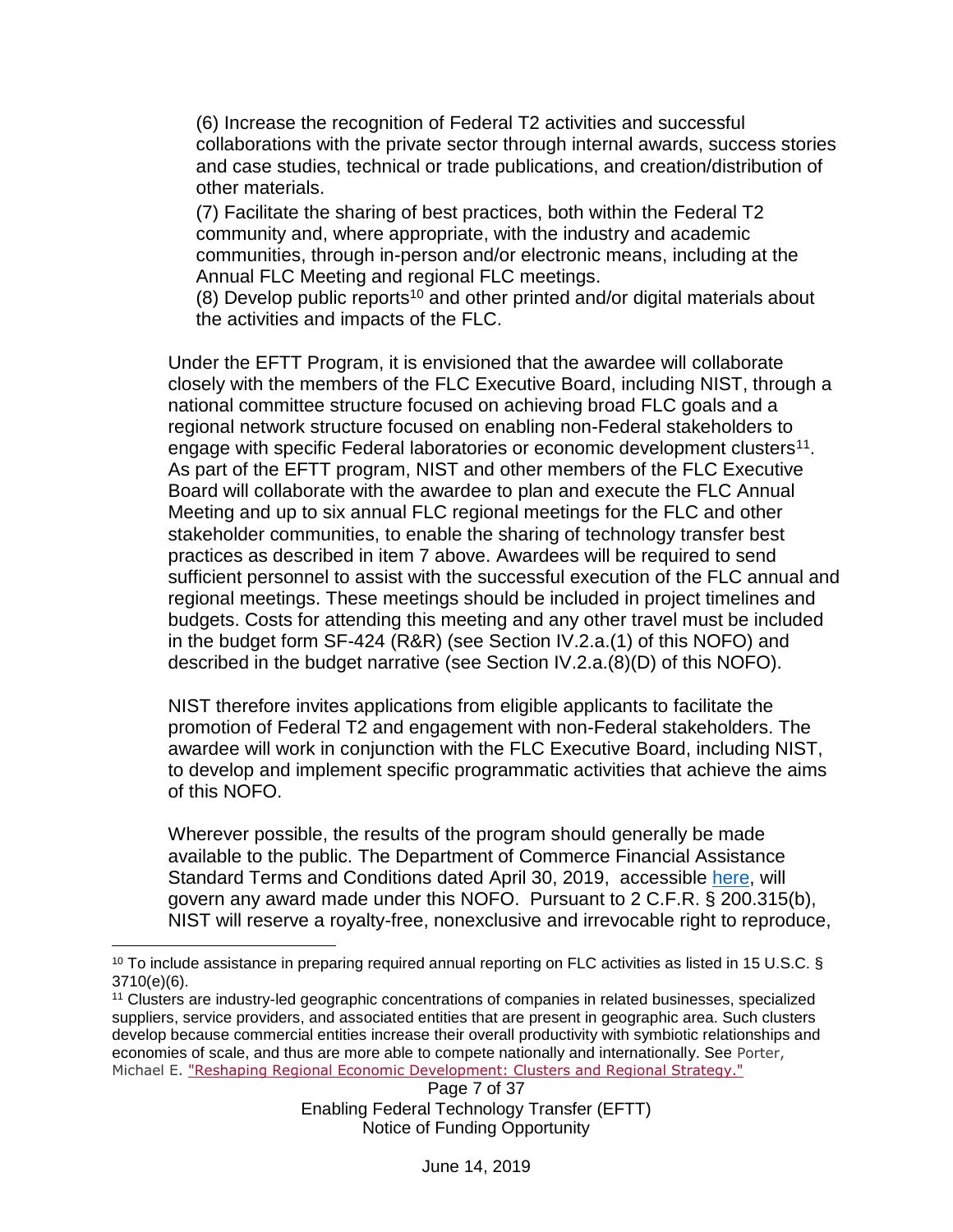(6) Increase the recognition of Federal T2 activities and successful collaborations with the private sector through internal awards, success stories and case studies, technical or trade publications, and creation/distribution of other materials.

(7) Facilitate the sharing of best practices, both within the Federal T2 community and, where appropriate, with the industry and academic communities, through in-person and/or electronic means, including at the Annual FLC Meeting and regional FLC meetings.

(8) Develop public reports[10] and other printed and/or digital materials about the activities and impacts of the FLC.

Under the EFTT Program, it is envisioned that the awardee will collaborate closely with the members of the FLC Executive Board, including NIST, through a national committee structure focused on achieving broad FLC goals and a regional network structure focused on enabling non-Federal stakeholders to engage with specific Federal laboratories or economic development clusters[11]. As part of the EFTT program, NIST and other members of the FLC Executive Board will collaborate with the awardee to plan and execute the FLC Annual Meeting and up to six annual FLC regional meetings for the FLC and other stakeholder communities, to enable the sharing of technology transfer best practices as described in item 7 above. Awardees will be required to send sufficient personnel to assist with the successful execution of the FLC annual and regional meetings. These meetings should be included in project timelines and budgets. Costs for attending this meeting and any other travel must be included in the budget form SF-424 (R&R) (see Section IV.2.a.(1) of this NOFO) and described in the budget narrative (see Section IV.2.a.(8)(D) of this NOFO).

NIST therefore invites applications from eligible applicants to facilitate the promotion of Federal T2 and engagement with non-Federal stakeholders. The awardee will work in conjunction with the FLC Executive Board, including NIST, to develop and implement specific programmatic activities that achieve the aims of this NOFO.

Wherever possible, the results of the program should generally be made available to the public. The Department of Commerce Financial Assistance Standard Terms and Conditions dated April 30, 2019, accessible here, will govern any award made under this NOFO. Pursuant to 2 C.F.R. § 200.315(b), NIST will reserve a royalty-free, nonexclusive and irrevocable right to reproduce,

[10] To include assistance in preparing required annual reporting on FLC activities as listed in 15 U.S.C. § 3710(e)(6).

[11] Clusters are industry-led geographic concentrations of companies in related businesses, specialized suppliers, service providers, and associated entities that are present in geographic area. Such clusters develop because commercial entities increase their overall productivity with symbiotic relationships and economies of scale, and thus are more able to compete nationally and internationally. See Porter, Michael E. "Reshaping Regional Economic Development: Clusters and Regional Strategy."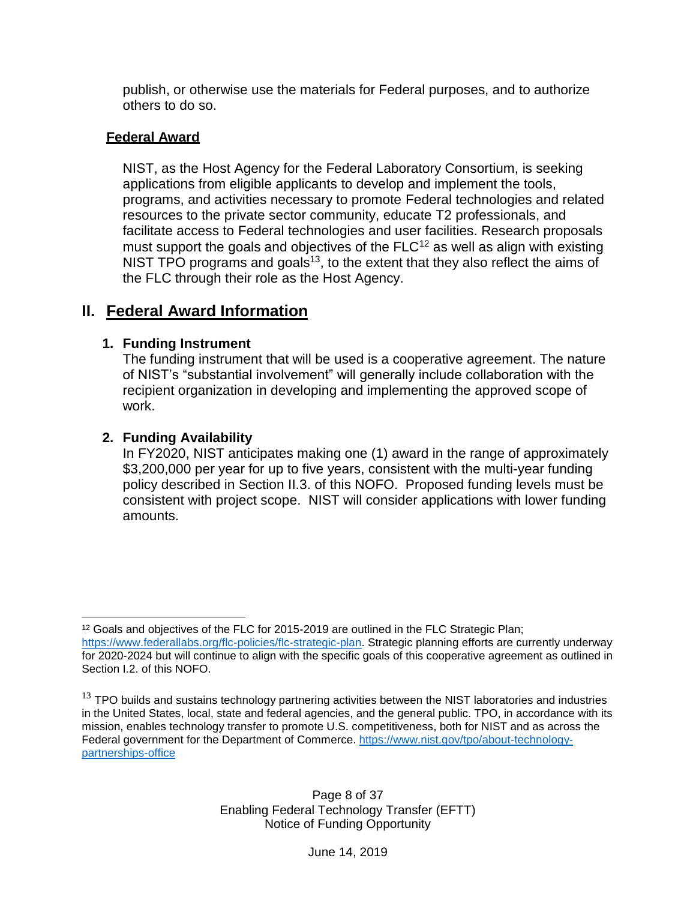publish, or otherwise use the materials for Federal purposes, and to authorize others to do so.

**Federal Award**

NIST, as the Host Agency for the Federal Laboratory Consortium, is seeking applications from eligible applicants to develop and implement the tools, programs, and activities necessary to promote Federal technologies and related resources to the private sector community, educate T2 professionals, and facilitate access to Federal technologies and user facilities. Research proposals must support the goals and objectives of the FLC[12] as well as align with existing NIST TPO programs and goals[13], to the extent that they also reflect the aims of the FLC through their role as the Host Agency.

## II. Federal Award Information

### 1. Funding Instrument

The funding instrument that will be used is a cooperative agreement. The nature of NIST's "substantial involvement" will generally include collaboration with the recipient organization in developing and implementing the approved scope of work.

### 2. Funding Availability

In FY2020, NIST anticipates making one (1) award in the range of approximately $3,200,000 per year for up to five years, consistent with the multi-year funding policy described in Section II.3. of this NOFO. Proposed funding levels must be consistent with project scope. NIST will consider applications with lower funding amounts.

---

[12] Goals and objectives of the FLC for 2015-2019 are outlined in the FLC Strategic Plan; https://www.federallabs.org/flc-policies/flc-strategic-plan. Strategic planning efforts are currently underway for 2020-2024 but will continue to align with the specific goals of this cooperative agreement as outlined in Section I.2. of this NOFO.

[13] TPO builds and sustains technology partnering activities between the NIST laboratories and industries in the United States, local, state and federal agencies, and the general public. TPO, in accordance with its mission, enables technology transfer to promote U.S. competitiveness, both for NIST and as across the Federal government for the Department of Commerce. https://www.nist.gov/tpo/about-technology-partnerships-office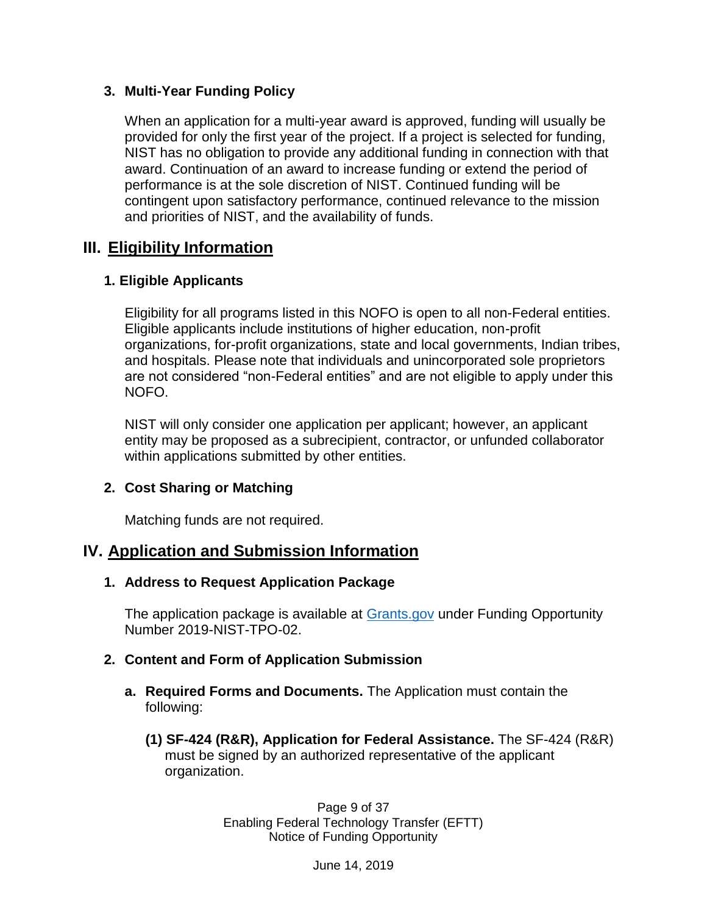### 3. Multi-Year Funding Policy

When an application for a multi-year award is approved, funding will usually be provided for only the first year of the project. If a project is selected for funding, NIST has no obligation to provide any additional funding in connection with that award. Continuation of an award to increase funding or extend the period of performance is at the sole discretion of NIST. Continued funding will be contingent upon satisfactory performance, continued relevance to the mission and priorities of NIST, and the availability of funds.

## III. Eligibility Information

### 1. Eligible Applicants

Eligibility for all programs listed in this NOFO is open to all non-Federal entities. Eligible applicants include institutions of higher education, non-profit organizations, for-profit organizations, state and local governments, Indian tribes, and hospitals. Please note that individuals and unincorporated sole proprietors are not considered "non-Federal entities" and are not eligible to apply under this NOFO.

NIST will only consider one application per applicant; however, an applicant entity may be proposed as a subrecipient, contractor, or unfunded collaborator within applications submitted by other entities.

### 2. Cost Sharing or Matching

Matching funds are not required.

## IV. Application and Submission Information

### 1. Address to Request Application Package

The application package is available at [Grants.gov](Grants.gov) under Funding Opportunity Number 2019-NIST-TPO-02.

### 2. Content and Form of Application Submission

**a. Required Forms and Documents.** The Application must contain the following:

**(1) SF-424 (R&R), Application for Federal Assistance.** The SF-424 (R&R) must be signed by an authorized representative of the applicant organization.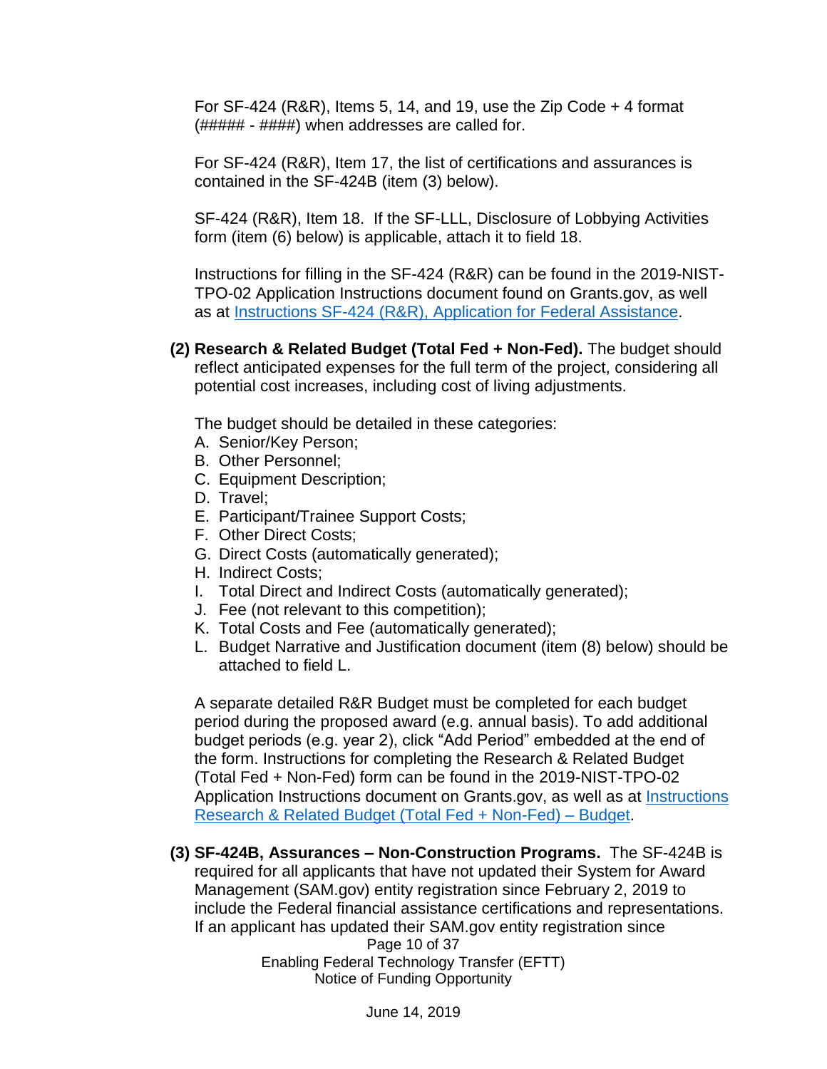For SF-424 (R&R), Items 5, 14, and 19, use the Zip Code + 4 format (##### - ####) when addresses are called for.

For SF-424 (R&R), Item 17, the list of certifications and assurances is contained in the SF-424B (item (3) below).

SF-424 (R&R), Item 18. If the SF-LLL, Disclosure of Lobbying Activities form (item (6) below) is applicable, attach it to field 18.

Instructions for filling in the SF-424 (R&R) can be found in the 2019-NIST-TPO-02 Application Instructions document found on Grants.gov, as well as at [Instructions SF-424 (R&R), Application for Federal Assistance](#).

**(2) Research & Related Budget (Total Fed + Non-Fed).** The budget should reflect anticipated expenses for the full term of the project, considering all potential cost increases, including cost of living adjustments.

The budget should be detailed in these categories:

A. Senior/Key Person;
B. Other Personnel;
C. Equipment Description;
D. Travel;
E. Participant/Trainee Support Costs;
F. Other Direct Costs;
G. Direct Costs (automatically generated);
H. Indirect Costs;
I. Total Direct and Indirect Costs (automatically generated);
J. Fee (not relevant to this competition);
K. Total Costs and Fee (automatically generated);
L. Budget Narrative and Justification document (item (8) below) should be attached to field L.

A separate detailed R&R Budget must be completed for each budget period during the proposed award (e.g. annual basis). To add additional budget periods (e.g. year 2), click "Add Period" embedded at the end of the form. Instructions for completing the Research & Related Budget (Total Fed + Non-Fed) form can be found in the 2019-NIST-TPO-02 Application Instructions document on Grants.gov, as well as at [Instructions Research & Related Budget (Total Fed + Non-Fed) – Budget](#).

**(3) SF-424B, Assurances – Non-Construction Programs.** The SF-424B is required for all applicants that have not updated their System for Award Management (SAM.gov) entity registration since February 2, 2019 to include the Federal financial assistance certifications and representations. If an applicant has updated their SAM.gov entity registration since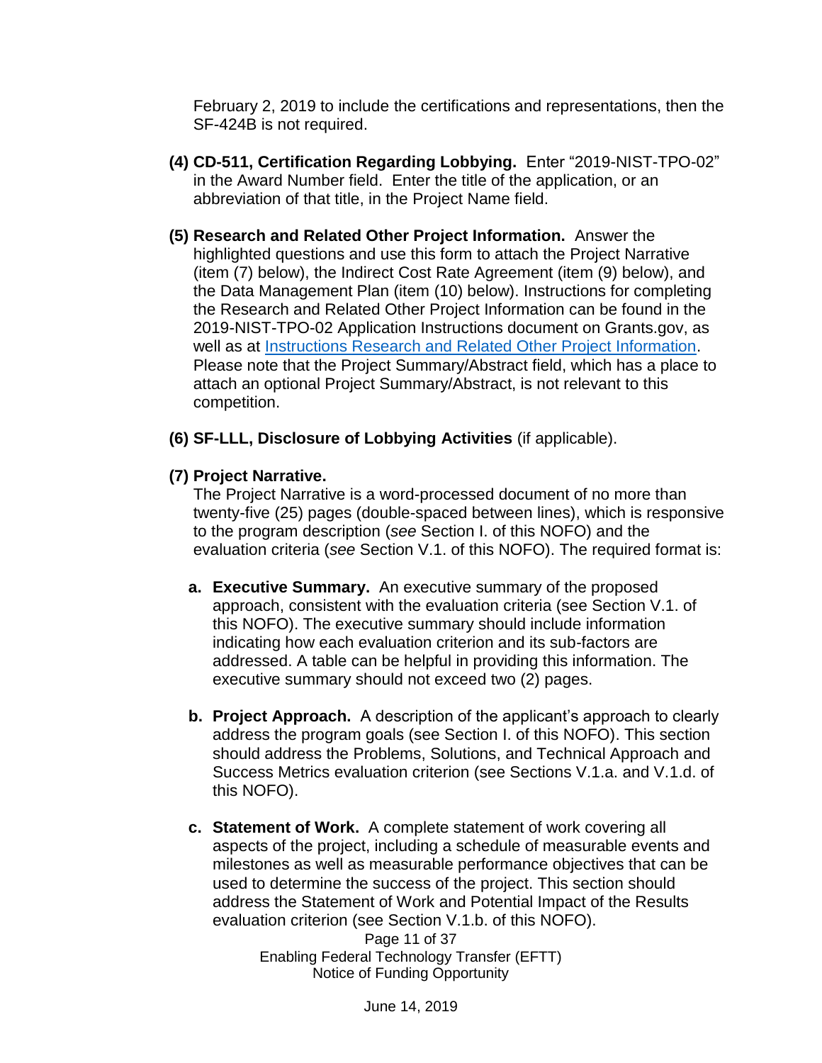February 2, 2019 to include the certifications and representations, then the SF-424B is not required.

**(4) CD-511, Certification Regarding Lobbying.** Enter "2019-NIST-TPO-02" in the Award Number field. Enter the title of the application, or an abbreviation of that title, in the Project Name field.

**(5) Research and Related Other Project Information.** Answer the highlighted questions and use this form to attach the Project Narrative (item (7) below), the Indirect Cost Rate Agreement (item (9) below), and the Data Management Plan (item (10) below). Instructions for completing the Research and Related Other Project Information can be found in the 2019-NIST-TPO-02 Application Instructions document on Grants.gov, as well as at [Instructions Research and Related Other Project Information](). Please note that the Project Summary/Abstract field, which has a place to attach an optional Project Summary/Abstract, is not relevant to this competition.

**(6) SF-LLL, Disclosure of Lobbying Activities** (if applicable).

**(7) Project Narrative.**
The Project Narrative is a word-processed document of no more than twenty-five (25) pages (double-spaced between lines), which is responsive to the program description (*see* Section I. of this NOFO) and the evaluation criteria (*see* Section V.1. of this NOFO). The required format is:

**a. Executive Summary.** An executive summary of the proposed approach, consistent with the evaluation criteria (see Section V.1. of this NOFO). The executive summary should include information indicating how each evaluation criterion and its sub-factors are addressed. A table can be helpful in providing this information. The executive summary should not exceed two (2) pages.

**b. Project Approach.** A description of the applicant's approach to clearly address the program goals (see Section I. of this NOFO). This section should address the Problems, Solutions, and Technical Approach and Success Metrics evaluation criterion (see Sections V.1.a. and V.1.d. of this NOFO).

**c. Statement of Work.** A complete statement of work covering all aspects of the project, including a schedule of measurable events and milestones as well as measurable performance objectives that can be used to determine the success of the project. This section should address the Statement of Work and Potential Impact of the Results evaluation criterion (see Section V.1.b. of this NOFO).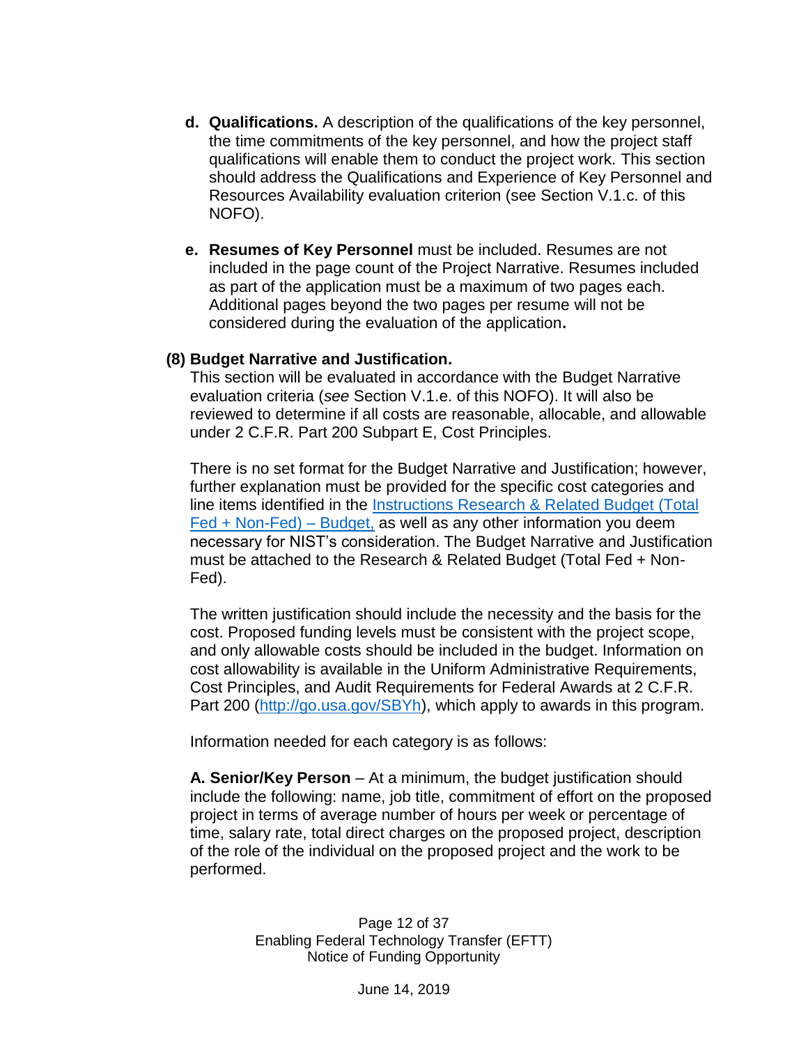d. **Qualifications.** A description of the qualifications of the key personnel, the time commitments of the key personnel, and how the project staff qualifications will enable them to conduct the project work. This section should address the Qualifications and Experience of Key Personnel and Resources Availability evaluation criterion (see Section V.1.c. of this NOFO).

e. **Resumes of Key Personnel** must be included. Resumes are not included in the page count of the Project Narrative. Resumes included as part of the application must be a maximum of two pages each. Additional pages beyond the two pages per resume will not be considered during the evaluation of the application**.**

**(8) Budget Narrative and Justification.**

This section will be evaluated in accordance with the Budget Narrative evaluation criteria (*see* Section V.1.e. of this NOFO). It will also be reviewed to determine if all costs are reasonable, allocable, and allowable under 2 C.F.R. Part 200 Subpart E, Cost Principles.

There is no set format for the Budget Narrative and Justification; however, further explanation must be provided for the specific cost categories and line items identified in the Instructions Research & Related Budget (Total Fed + Non-Fed) – Budget, as well as any other information you deem necessary for NIST's consideration. The Budget Narrative and Justification must be attached to the Research & Related Budget (Total Fed + Non-Fed).

The written justification should include the necessity and the basis for the cost. Proposed funding levels must be consistent with the project scope, and only allowable costs should be included in the budget. Information on cost allowability is available in the Uniform Administrative Requirements, Cost Principles, and Audit Requirements for Federal Awards at 2 C.F.R. Part 200 (http://go.usa.gov/SBYh), which apply to awards in this program.

Information needed for each category is as follows:

**A. Senior/Key Person** – At a minimum, the budget justification should include the following: name, job title, commitment of effort on the proposed project in terms of average number of hours per week or percentage of time, salary rate, total direct charges on the proposed project, description of the role of the individual on the proposed project and the work to be performed.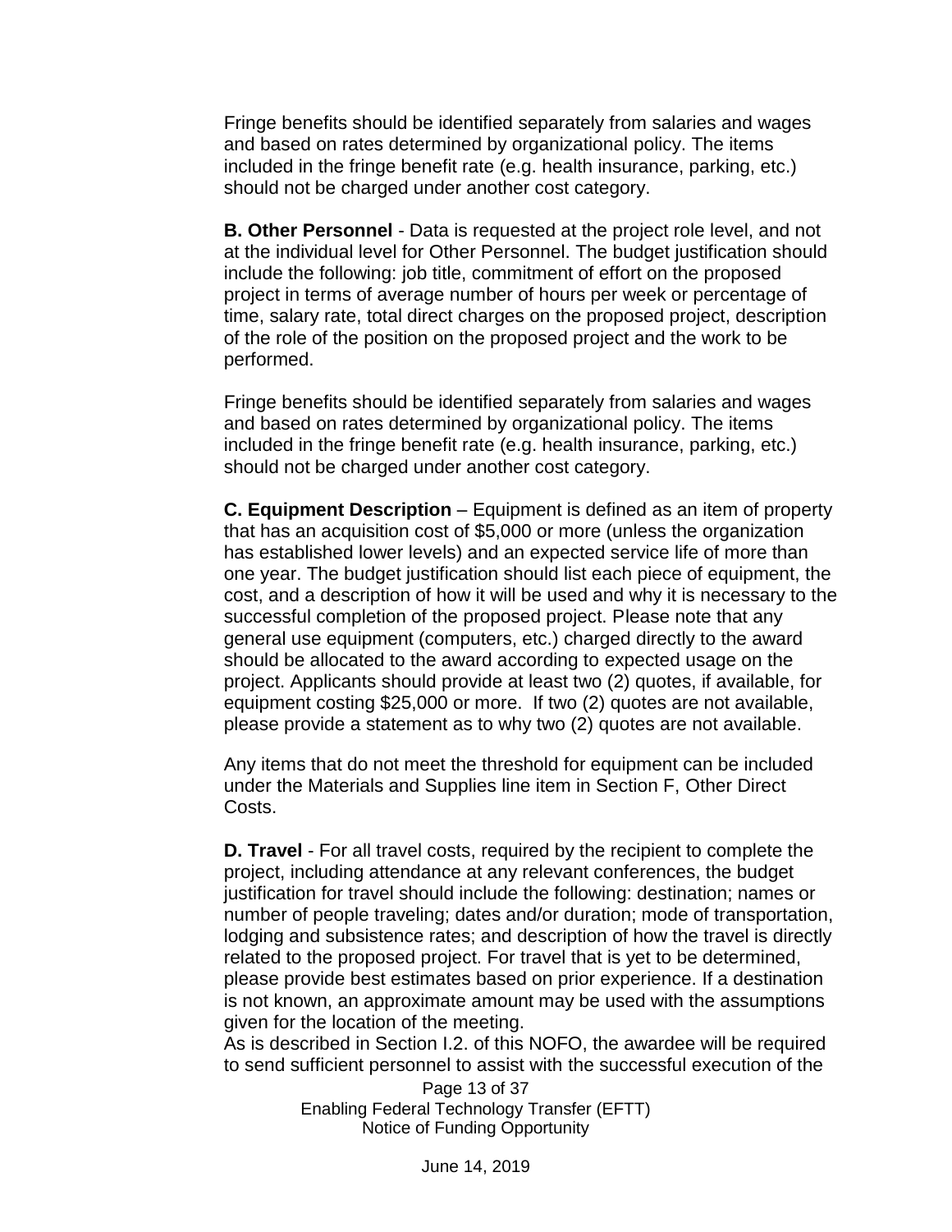Fringe benefits should be identified separately from salaries and wages and based on rates determined by organizational policy. The items included in the fringe benefit rate (e.g. health insurance, parking, etc.) should not be charged under another cost category.

**B. Other Personnel** - Data is requested at the project role level, and not at the individual level for Other Personnel. The budget justification should include the following: job title, commitment of effort on the proposed project in terms of average number of hours per week or percentage of time, salary rate, total direct charges on the proposed project, description of the role of the position on the proposed project and the work to be performed.

Fringe benefits should be identified separately from salaries and wages and based on rates determined by organizational policy. The items included in the fringe benefit rate (e.g. health insurance, parking, etc.) should not be charged under another cost category.

**C. Equipment Description** – Equipment is defined as an item of property that has an acquisition cost of $5,000 or more (unless the organization has established lower levels) and an expected service life of more than one year. The budget justification should list each piece of equipment, the cost, and a description of how it will be used and why it is necessary to the successful completion of the proposed project. Please note that any general use equipment (computers, etc.) charged directly to the award should be allocated to the award according to expected usage on the project. Applicants should provide at least two (2) quotes, if available, for equipment costing $25,000 or more. If two (2) quotes are not available, please provide a statement as to why two (2) quotes are not available.

Any items that do not meet the threshold for equipment can be included under the Materials and Supplies line item in Section F, Other Direct Costs.

**D. Travel** - For all travel costs, required by the recipient to complete the project, including attendance at any relevant conferences, the budget justification for travel should include the following: destination; names or number of people traveling; dates and/or duration; mode of transportation, lodging and subsistence rates; and description of how the travel is directly related to the proposed project. For travel that is yet to be determined, please provide best estimates based on prior experience. If a destination is not known, an approximate amount may be used with the assumptions given for the location of the meeting.
As is described in Section I.2. of this NOFO, the awardee will be required to send sufficient personnel to assist with the successful execution of the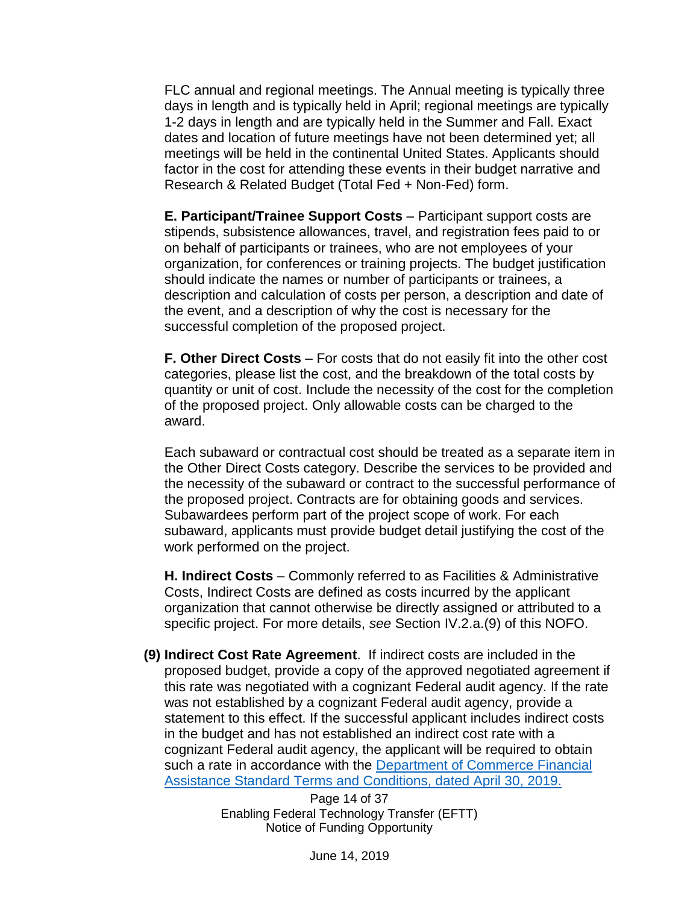FLC annual and regional meetings. The Annual meeting is typically three days in length and is typically held in April; regional meetings are typically 1-2 days in length and are typically held in the Summer and Fall. Exact dates and location of future meetings have not been determined yet; all meetings will be held in the continental United States. Applicants should factor in the cost for attending these events in their budget narrative and Research & Related Budget (Total Fed + Non-Fed) form.

**E. Participant/Trainee Support Costs** – Participant support costs are stipends, subsistence allowances, travel, and registration fees paid to or on behalf of participants or trainees, who are not employees of your organization, for conferences or training projects. The budget justification should indicate the names or number of participants or trainees, a description and calculation of costs per person, a description and date of the event, and a description of why the cost is necessary for the successful completion of the proposed project.

**F. Other Direct Costs** – For costs that do not easily fit into the other cost categories, please list the cost, and the breakdown of the total costs by quantity or unit of cost. Include the necessity of the cost for the completion of the proposed project. Only allowable costs can be charged to the award.

Each subaward or contractual cost should be treated as a separate item in the Other Direct Costs category. Describe the services to be provided and the necessity of the subaward or contract to the successful performance of the proposed project. Contracts are for obtaining goods and services. Subawardees perform part of the project scope of work. For each subaward, applicants must provide budget detail justifying the cost of the work performed on the project.

**H. Indirect Costs** – Commonly referred to as Facilities & Administrative Costs, Indirect Costs are defined as costs incurred by the applicant organization that cannot otherwise be directly assigned or attributed to a specific project. For more details, *see* Section IV.2.a.(9) of this NOFO.

**(9) Indirect Cost Rate Agreement**. If indirect costs are included in the proposed budget, provide a copy of the approved negotiated agreement if this rate was negotiated with a cognizant Federal audit agency. If the rate was not established by a cognizant Federal audit agency, provide a statement to this effect. If the successful applicant includes indirect costs in the budget and has not established an indirect cost rate with a cognizant Federal audit agency, the applicant will be required to obtain such a rate in accordance with the Department of Commerce Financial Assistance Standard Terms and Conditions, dated April 30, 2019.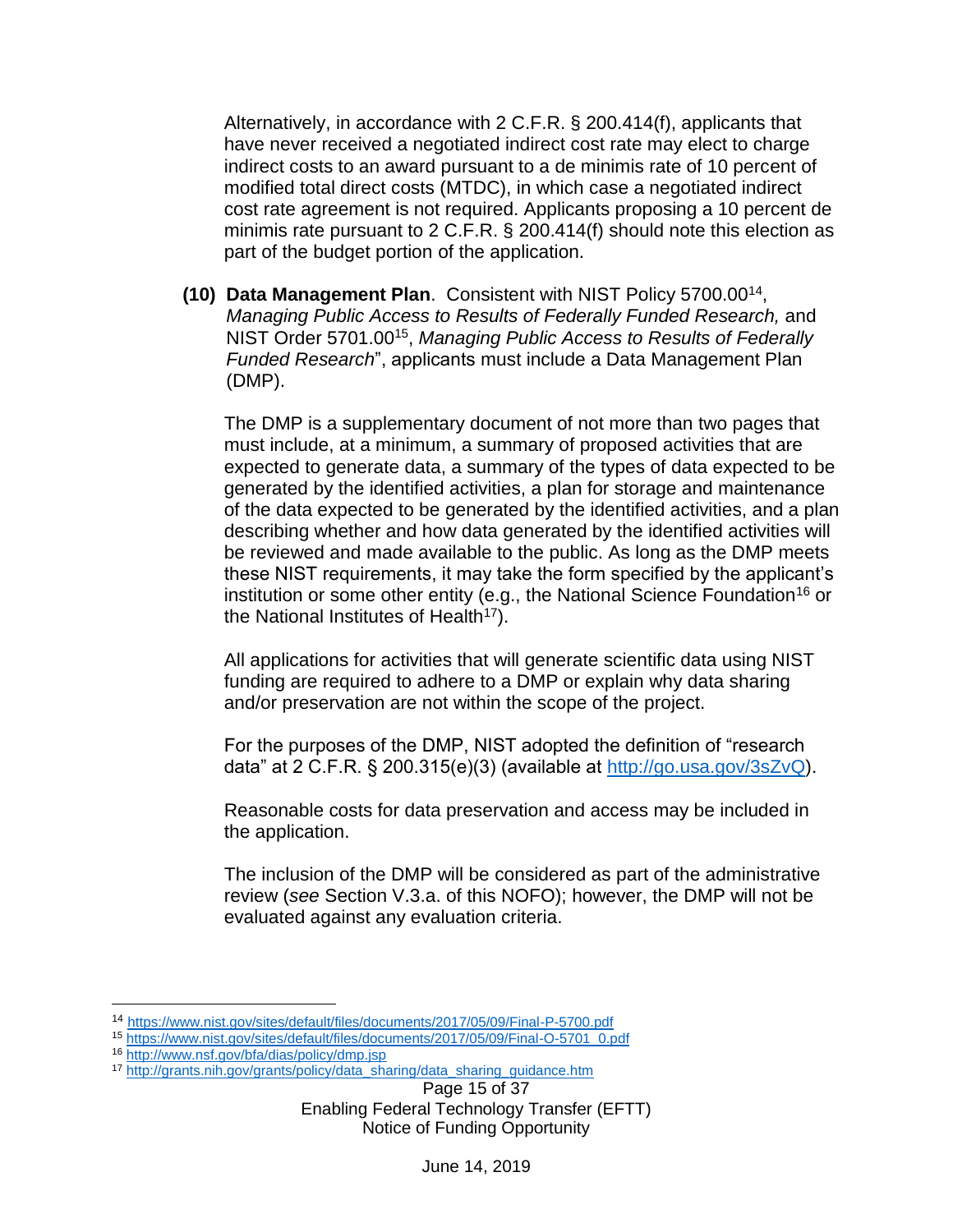Alternatively, in accordance with 2 C.F.R. § 200.414(f), applicants that have never received a negotiated indirect cost rate may elect to charge indirect costs to an award pursuant to a de minimis rate of 10 percent of modified total direct costs (MTDC), in which case a negotiated indirect cost rate agreement is not required. Applicants proposing a 10 percent de minimis rate pursuant to 2 C.F.R. § 200.414(f) should note this election as part of the budget portion of the application.

**(10) Data Management Plan**. Consistent with NIST Policy 5700.00[14], *Managing Public Access to Results of Federally Funded Research,* and NIST Order 5701.00[15], *Managing Public Access to Results of Federally Funded Research*", applicants must include a Data Management Plan (DMP).

The DMP is a supplementary document of not more than two pages that must include, at a minimum, a summary of proposed activities that are expected to generate data, a summary of the types of data expected to be generated by the identified activities, a plan for storage and maintenance of the data expected to be generated by the identified activities, and a plan describing whether and how data generated by the identified activities will be reviewed and made available to the public. As long as the DMP meets these NIST requirements, it may take the form specified by the applicant's institution or some other entity (e.g., the National Science Foundation[16] or the National Institutes of Health[17]).

All applications for activities that will generate scientific data using NIST funding are required to adhere to a DMP or explain why data sharing and/or preservation are not within the scope of the project.

For the purposes of the DMP, NIST adopted the definition of "research data" at 2 C.F.R. § 200.315(e)(3) (available at http://go.usa.gov/3sZvQ).

Reasonable costs for data preservation and access may be included in the application.

The inclusion of the DMP will be considered as part of the administrative review (*see* Section V.3.a. of this NOFO); however, the DMP will not be evaluated against any evaluation criteria.

---

[14] https://www.nist.gov/sites/default/files/documents/2017/05/09/Final-P-5700.pdf

[15] https://www.nist.gov/sites/default/files/documents/2017/05/09/Final-O-5701_0.pdf

[16] http://www.nsf.gov/bfa/dias/policy/dmp.jsp

[17] http://grants.nih.gov/grants/policy/data_sharing/data_sharing_guidance.htm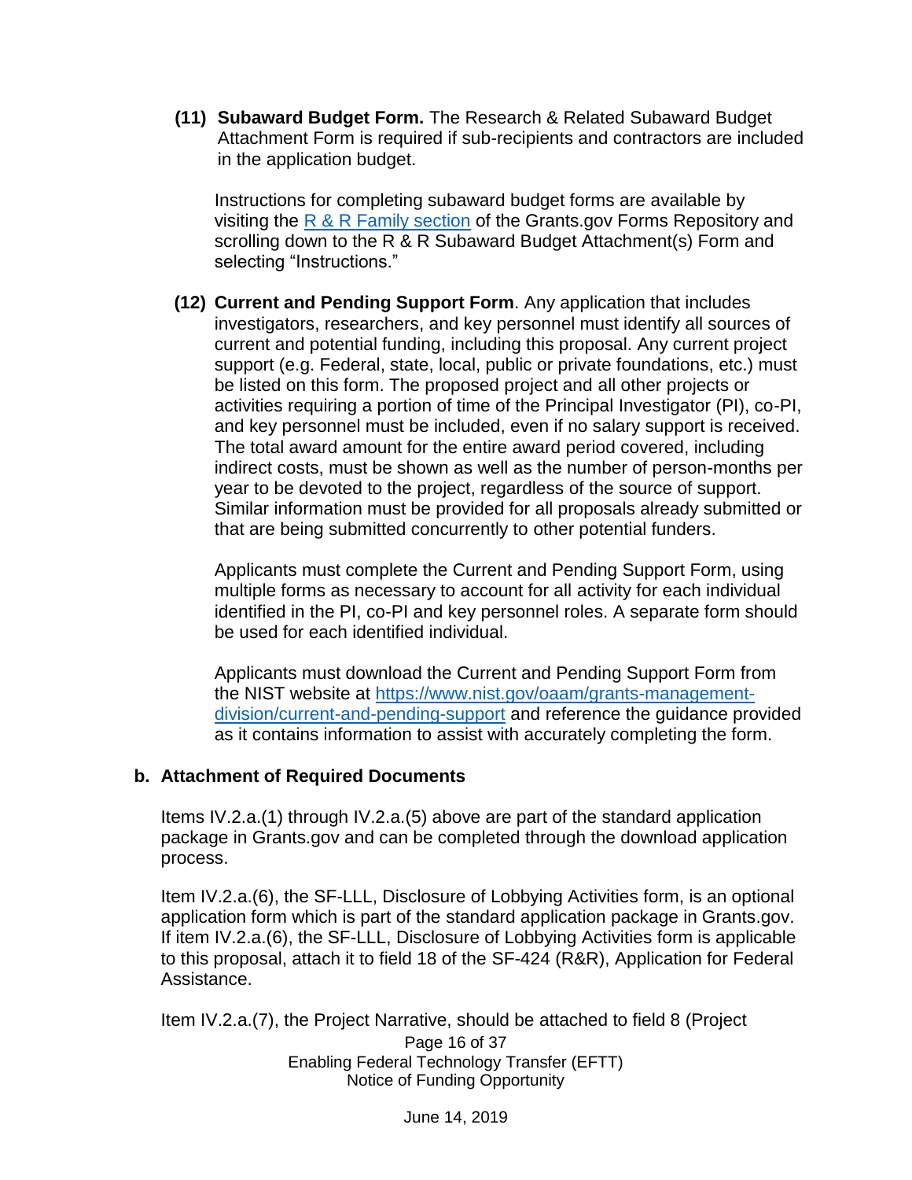**(11) Subaward Budget Form.** The Research & Related Subaward Budget Attachment Form is required if sub-recipients and contractors are included in the application budget.

Instructions for completing subaward budget forms are available by visiting the [R & R Family section]() of the Grants.gov Forms Repository and scrolling down to the R & R Subaward Budget Attachment(s) Form and selecting "Instructions."

**(12) Current and Pending Support Form**. Any application that includes investigators, researchers, and key personnel must identify all sources of current and potential funding, including this proposal. Any current project support (e.g. Federal, state, local, public or private foundations, etc.) must be listed on this form. The proposed project and all other projects or activities requiring a portion of time of the Principal Investigator (PI), co-PI, and key personnel must be included, even if no salary support is received. The total award amount for the entire award period covered, including indirect costs, must be shown as well as the number of person-months per year to be devoted to the project, regardless of the source of support. Similar information must be provided for all proposals already submitted or that are being submitted concurrently to other potential funders.

Applicants must complete the Current and Pending Support Form, using multiple forms as necessary to account for all activity for each individual identified in the PI, co-PI and key personnel roles. A separate form should be used for each identified individual.

Applicants must download the Current and Pending Support Form from the NIST website at [https://www.nist.gov/oaam/grants-management-division/current-and-pending-support](https://www.nist.gov/oaam/grants-management-division/current-and-pending-support) and reference the guidance provided as it contains information to assist with accurately completing the form.

### b. Attachment of Required Documents

Items IV.2.a.(1) through IV.2.a.(5) above are part of the standard application package in Grants.gov and can be completed through the download application process.

Item IV.2.a.(6), the SF-LLL, Disclosure of Lobbying Activities form, is an optional application form which is part of the standard application package in Grants.gov. If item IV.2.a.(6), the SF-LLL, Disclosure of Lobbying Activities form is applicable to this proposal, attach it to field 18 of the SF-424 (R&R), Application for Federal Assistance.

Item IV.2.a.(7), the Project Narrative, should be attached to field 8 (Project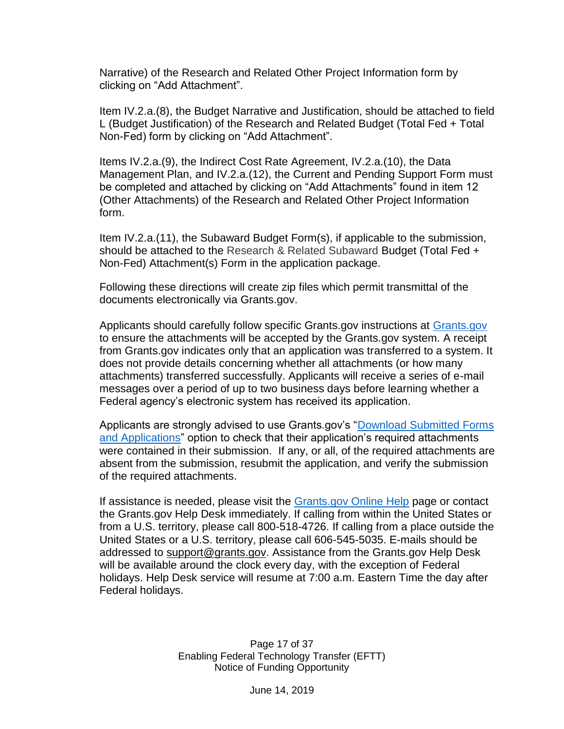Narrative) of the Research and Related Other Project Information form by clicking on “Add Attachment”.

Item IV.2.a.(8), the Budget Narrative and Justification, should be attached to field L (Budget Justification) of the Research and Related Budget (Total Fed + Total Non-Fed) form by clicking on “Add Attachment”.

Items IV.2.a.(9), the Indirect Cost Rate Agreement, IV.2.a.(10), the Data Management Plan, and IV.2.a.(12), the Current and Pending Support Form must be completed and attached by clicking on “Add Attachments” found in item 12 (Other Attachments) of the Research and Related Other Project Information form.

Item IV.2.a.(11), the Subaward Budget Form(s), if applicable to the submission, should be attached to the Research & Related Subaward Budget (Total Fed + Non-Fed) Attachment(s) Form in the application package.

Following these directions will create zip files which permit transmittal of the documents electronically via Grants.gov.

Applicants should carefully follow specific Grants.gov instructions at [Grants.gov](Grants.gov) to ensure the attachments will be accepted by the Grants.gov system. A receipt from Grants.gov indicates only that an application was transferred to a system. It does not provide details concerning whether all attachments (or how many attachments) transferred successfully. Applicants will receive a series of e-mail messages over a period of up to two business days before learning whether a Federal agency’s electronic system has received its application.

Applicants are strongly advised to use Grants.gov’s “Download Submitted Forms and Applications” option to check that their application’s required attachments were contained in their submission. If any, or all, of the required attachments are absent from the submission, resubmit the application, and verify the submission of the required attachments.

If assistance is needed, please visit the Grants.gov Online Help page or contact the Grants.gov Help Desk immediately. If calling from within the United States or from a U.S. territory, please call 800-518-4726. If calling from a place outside the United States or a U.S. territory, please call 606-545-5035. E-mails should be addressed to support@grants.gov. Assistance from the Grants.gov Help Desk will be available around the clock every day, with the exception of Federal holidays. Help Desk service will resume at 7:00 a.m. Eastern Time the day after Federal holidays.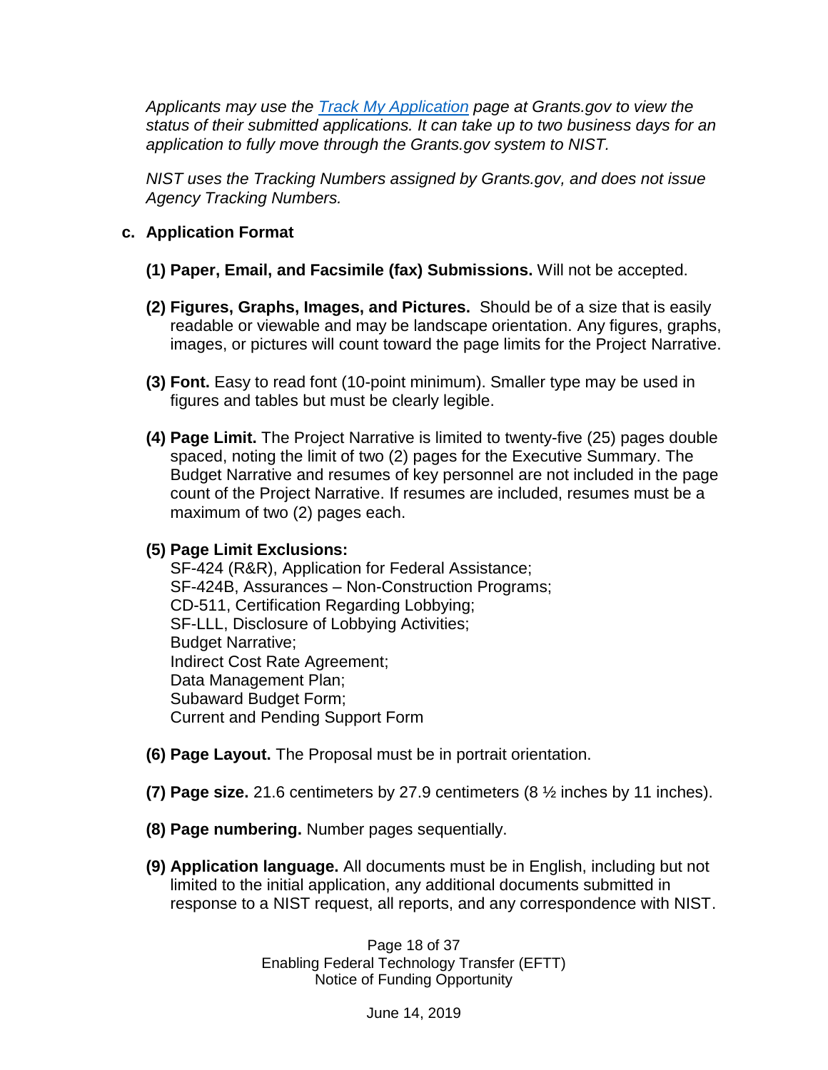*Applicants may use the [Track My Application](#) page at Grants.gov to view the status of their submitted applications. It can take up to two business days for an application to fully move through the Grants.gov system to NIST.*

*NIST uses the Tracking Numbers assigned by Grants.gov, and does not issue Agency Tracking Numbers.*

**c. Application Format**

**(1) Paper, Email, and Facsimile (fax) Submissions.** Will not be accepted.

**(2) Figures, Graphs, Images, and Pictures.** Should be of a size that is easily readable or viewable and may be landscape orientation. Any figures, graphs, images, or pictures will count toward the page limits for the Project Narrative.

**(3) Font.** Easy to read font (10-point minimum). Smaller type may be used in figures and tables but must be clearly legible.

**(4) Page Limit.** The Project Narrative is limited to twenty-five (25) pages double spaced, noting the limit of two (2) pages for the Executive Summary. The Budget Narrative and resumes of key personnel are not included in the page count of the Project Narrative. If resumes are included, resumes must be a maximum of two (2) pages each.

**(5) Page Limit Exclusions:**
SF-424 (R&R), Application for Federal Assistance;
SF-424B, Assurances – Non-Construction Programs;
CD-511, Certification Regarding Lobbying;
SF-LLL, Disclosure of Lobbying Activities;
Budget Narrative;
Indirect Cost Rate Agreement;
Data Management Plan;
Subaward Budget Form;
Current and Pending Support Form

**(6) Page Layout.** The Proposal must be in portrait orientation.

**(7) Page size.** 21.6 centimeters by 27.9 centimeters (8 ½ inches by 11 inches).

**(8) Page numbering.** Number pages sequentially.

**(9) Application language.** All documents must be in English, including but not limited to the initial application, any additional documents submitted in response to a NIST request, all reports, and any correspondence with NIST.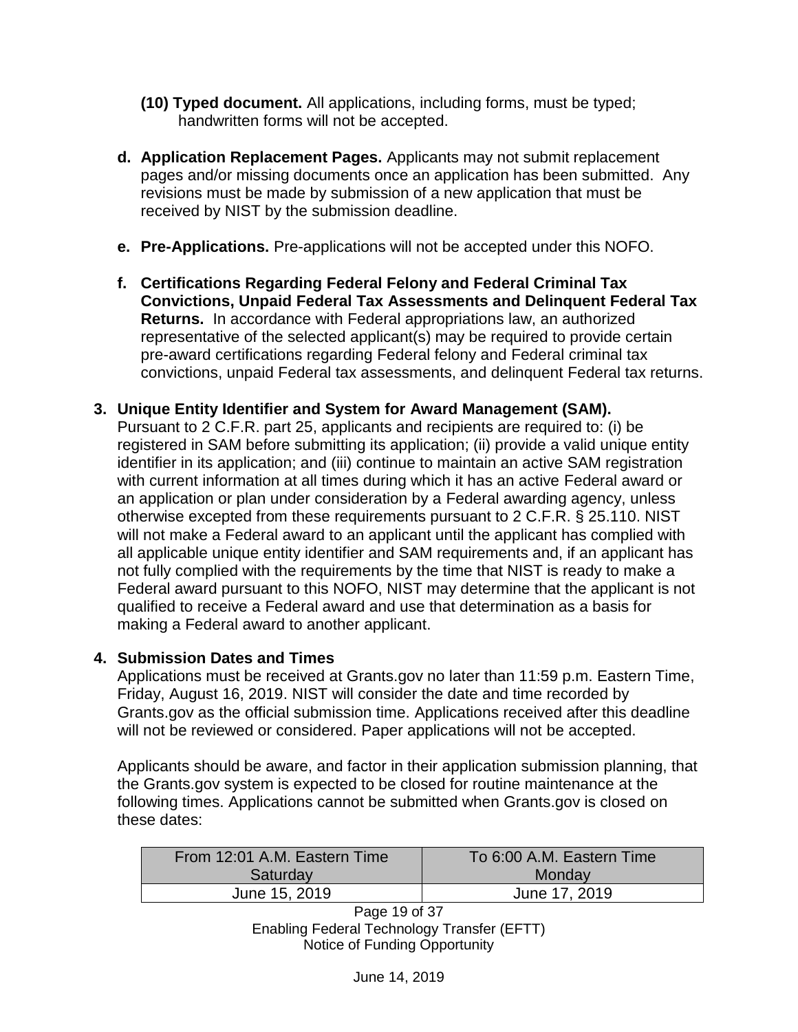**(10) Typed document.** All applications, including forms, must be typed; handwritten forms will not be accepted.

**d. Application Replacement Pages.** Applicants may not submit replacement pages and/or missing documents once an application has been submitted. Any revisions must be made by submission of a new application that must be received by NIST by the submission deadline.

**e. Pre-Applications.** Pre-applications will not be accepted under this NOFO.

**f. Certifications Regarding Federal Felony and Federal Criminal Tax Convictions, Unpaid Federal Tax Assessments and Delinquent Federal Tax Returns.** In accordance with Federal appropriations law, an authorized representative of the selected applicant(s) may be required to provide certain pre-award certifications regarding Federal felony and Federal criminal tax convictions, unpaid Federal tax assessments, and delinquent Federal tax returns.

**3. Unique Entity Identifier and System for Award Management (SAM).**

Pursuant to 2 C.F.R. part 25, applicants and recipients are required to: (i) be registered in SAM before submitting its application; (ii) provide a valid unique entity identifier in its application; and (iii) continue to maintain an active SAM registration with current information at all times during which it has an active Federal award or an application or plan under consideration by a Federal awarding agency, unless otherwise excepted from these requirements pursuant to 2 C.F.R. § 25.110. NIST will not make a Federal award to an applicant until the applicant has complied with all applicable unique entity identifier and SAM requirements and, if an applicant has not fully complied with the requirements by the time that NIST is ready to make a Federal award pursuant to this NOFO, NIST may determine that the applicant is not qualified to receive a Federal award and use that determination as a basis for making a Federal award to another applicant.

**4. Submission Dates and Times**

Applications must be received at Grants.gov no later than 11:59 p.m. Eastern Time, Friday, August 16, 2019. NIST will consider the date and time recorded by Grants.gov as the official submission time. Applications received after this deadline will not be reviewed or considered. Paper applications will not be accepted.

Applicants should be aware, and factor in their application submission planning, that the Grants.gov system is expected to be closed for routine maintenance at the following times. Applications cannot be submitted when Grants.gov is closed on these dates:

| From 12:01 A.M. Eastern Time Saturday | To 6:00 A.M. Eastern Time Monday |
|---|---|
| June 15, 2019 | June 17, 2019 |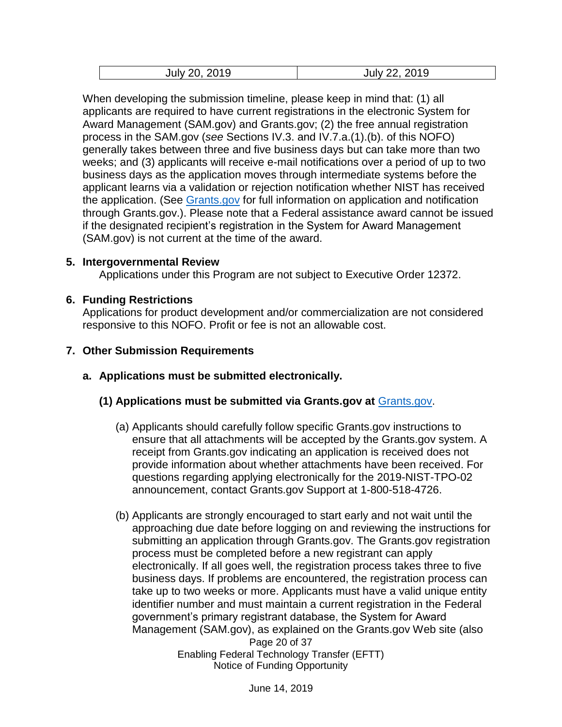| July 20, 2019 | July 22, 2019 |
|---|---|

When developing the submission timeline, please keep in mind that: (1) all applicants are required to have current registrations in the electronic System for Award Management (SAM.gov) and Grants.gov; (2) the free annual registration process in the SAM.gov (*see* Sections IV.3. and IV.7.a.(1).(b). of this NOFO) generally takes between three and five business days but can take more than two weeks; and (3) applicants will receive e-mail notifications over a period of up to two business days as the application moves through intermediate systems before the applicant learns via a validation or rejection notification whether NIST has received the application. (See Grants.gov for full information on application and notification through Grants.gov.). Please note that a Federal assistance award cannot be issued if the designated recipient's registration in the System for Award Management (SAM.gov) is not current at the time of the award.

**5. Intergovernmental Review**

Applications under this Program are not subject to Executive Order 12372.

**6. Funding Restrictions**

Applications for product development and/or commercialization are not considered responsive to this NOFO. Profit or fee is not an allowable cost.

**7. Other Submission Requirements**

**a. Applications must be submitted electronically.**

**(1) Applications must be submitted via Grants.gov at** Grants.gov.

(a) Applicants should carefully follow specific Grants.gov instructions to ensure that all attachments will be accepted by the Grants.gov system. A receipt from Grants.gov indicating an application is received does not provide information about whether attachments have been received. For questions regarding applying electronically for the 2019-NIST-TPO-02 announcement, contact Grants.gov Support at 1-800-518-4726.

(b) Applicants are strongly encouraged to start early and not wait until the approaching due date before logging on and reviewing the instructions for submitting an application through Grants.gov. The Grants.gov registration process must be completed before a new registrant can apply electronically. If all goes well, the registration process takes three to five business days. If problems are encountered, the registration process can take up to two weeks or more. Applicants must have a valid unique entity identifier number and must maintain a current registration in the Federal government's primary registrant database, the System for Award Management (SAM.gov), as explained on the Grants.gov Web site (also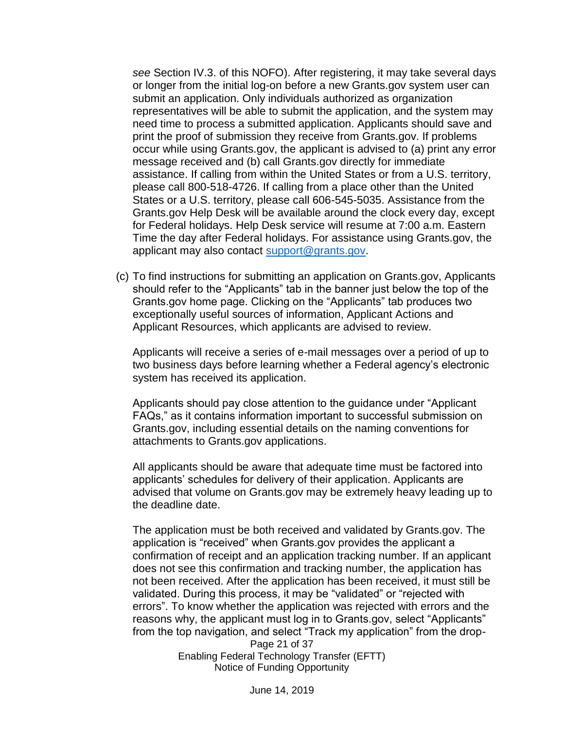*see* Section IV.3. of this NOFO). After registering, it may take several days or longer from the initial log-on before a new Grants.gov system user can submit an application. Only individuals authorized as organization representatives will be able to submit the application, and the system may need time to process a submitted application. Applicants should save and print the proof of submission they receive from Grants.gov. If problems occur while using Grants.gov, the applicant is advised to (a) print any error message received and (b) call Grants.gov directly for immediate assistance. If calling from within the United States or from a U.S. territory, please call 800-518-4726. If calling from a place other than the United States or a U.S. territory, please call 606-545-5035. Assistance from the Grants.gov Help Desk will be available around the clock every day, except for Federal holidays. Help Desk service will resume at 7:00 a.m. Eastern Time the day after Federal holidays. For assistance using Grants.gov, the applicant may also contact [support@grants.gov](mailto:support@grants.gov).

(c) To find instructions for submitting an application on Grants.gov, Applicants should refer to the "Applicants" tab in the banner just below the top of the Grants.gov home page. Clicking on the "Applicants" tab produces two exceptionally useful sources of information, Applicant Actions and Applicant Resources, which applicants are advised to review.

Applicants will receive a series of e-mail messages over a period of up to two business days before learning whether a Federal agency's electronic system has received its application.

Applicants should pay close attention to the guidance under "Applicant FAQs," as it contains information important to successful submission on Grants.gov, including essential details on the naming conventions for attachments to Grants.gov applications.

All applicants should be aware that adequate time must be factored into applicants' schedules for delivery of their application. Applicants are advised that volume on Grants.gov may be extremely heavy leading up to the deadline date.

The application must be both received and validated by Grants.gov. The application is "received" when Grants.gov provides the applicant a confirmation of receipt and an application tracking number. If an applicant does not see this confirmation and tracking number, the application has not been received. After the application has been received, it must still be validated. During this process, it may be "validated" or "rejected with errors". To know whether the application was rejected with errors and the reasons why, the applicant must log in to Grants.gov, select "Applicants" from the top navigation, and select "Track my application" from the drop-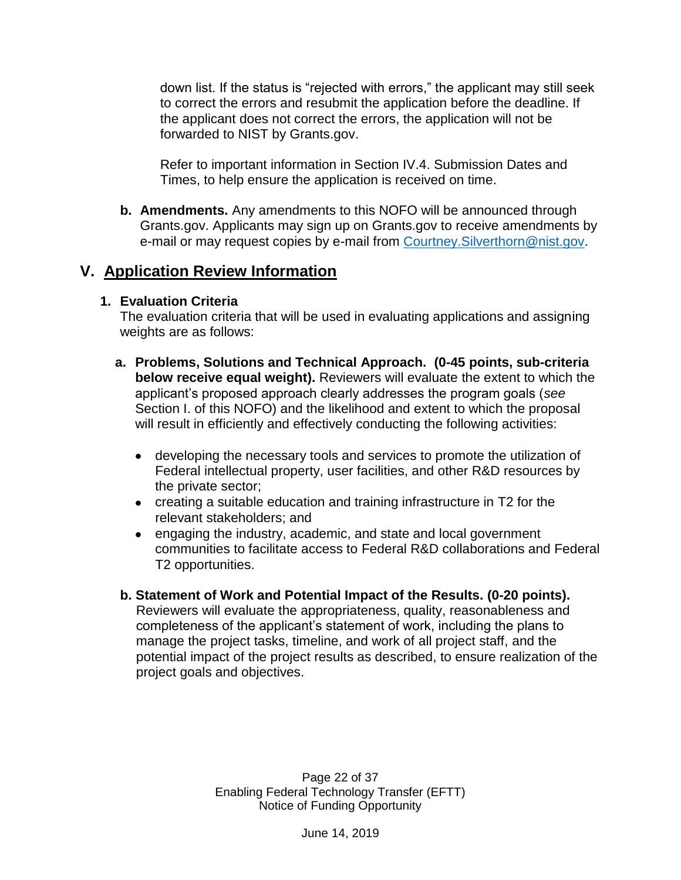down list. If the status is "rejected with errors," the applicant may still seek to correct the errors and resubmit the application before the deadline. If the applicant does not correct the errors, the application will not be forwarded to NIST by Grants.gov.

Refer to important information in Section IV.4. Submission Dates and Times, to help ensure the application is received on time.

**b. Amendments.** Any amendments to this NOFO will be announced through Grants.gov. Applicants may sign up on Grants.gov to receive amendments by e-mail or may request copies by e-mail from [Courtney.Silverthorn@nist.gov](mailto:Courtney.Silverthorn@nist.gov).

## V. Application Review Information

### 1. Evaluation Criteria

The evaluation criteria that will be used in evaluating applications and assigning weights are as follows:

**a. Problems, Solutions and Technical Approach. (0-45 points, sub-criteria below receive equal weight).** Reviewers will evaluate the extent to which the applicant's proposed approach clearly addresses the program goals (*see* Section I. of this NOFO) and the likelihood and extent to which the proposal will result in efficiently and effectively conducting the following activities:

- developing the necessary tools and services to promote the utilization of Federal intellectual property, user facilities, and other R&D resources by the private sector;
- creating a suitable education and training infrastructure in T2 for the relevant stakeholders; and
- engaging the industry, academic, and state and local government communities to facilitate access to Federal R&D collaborations and Federal T2 opportunities.

**b. Statement of Work and Potential Impact of the Results. (0-20 points).** Reviewers will evaluate the appropriateness, quality, reasonableness and completeness of the applicant's statement of work, including the plans to manage the project tasks, timeline, and work of all project staff, and the potential impact of the project results as described, to ensure realization of the project goals and objectives.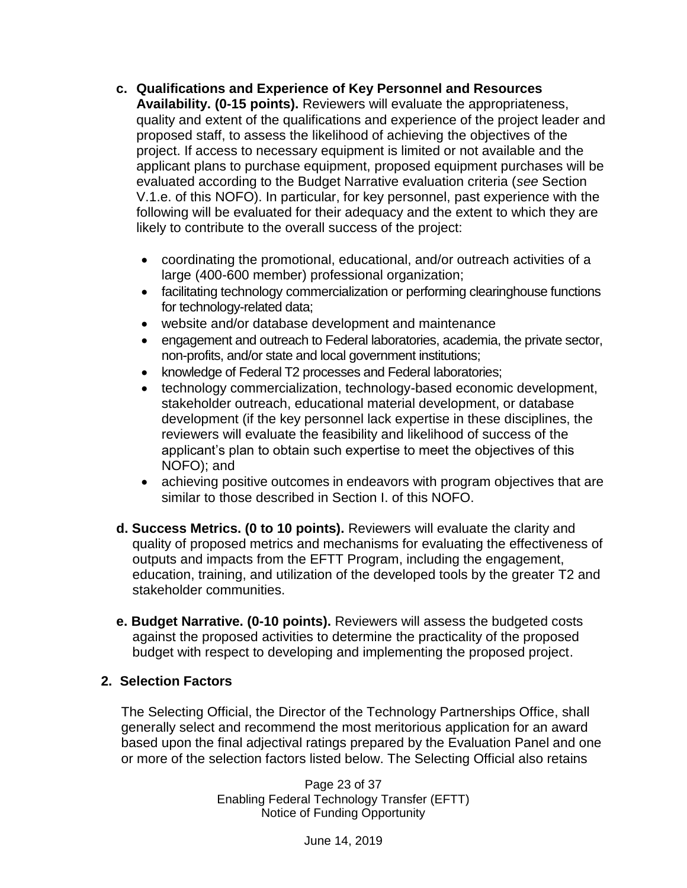c. **Qualifications and Experience of Key Personnel and Resources Availability. (0-15 points).** Reviewers will evaluate the appropriateness, quality and extent of the qualifications and experience of the project leader and proposed staff, to assess the likelihood of achieving the objectives of the project. If access to necessary equipment is limited or not available and the applicant plans to purchase equipment, proposed equipment purchases will be evaluated according to the Budget Narrative evaluation criteria (*see* Section V.1.e. of this NOFO). In particular, for key personnel, past experience with the following will be evaluated for their adequacy and the extent to which they are likely to contribute to the overall success of the project:

   - coordinating the promotional, educational, and/or outreach activities of a large (400-600 member) professional organization;
   - facilitating technology commercialization or performing clearinghouse functions for technology-related data;
   - website and/or database development and maintenance
   - engagement and outreach to Federal laboratories, academia, the private sector, non-profits, and/or state and local government institutions;
   - knowledge of Federal T2 processes and Federal laboratories;
   - technology commercialization, technology-based economic development, stakeholder outreach, educational material development, or database development (if the key personnel lack expertise in these disciplines, the reviewers will evaluate the feasibility and likelihood of success of the applicant's plan to obtain such expertise to meet the objectives of this NOFO); and
   - achieving positive outcomes in endeavors with program objectives that are similar to those described in Section I. of this NOFO.

d. **Success Metrics. (0 to 10 points).** Reviewers will evaluate the clarity and quality of proposed metrics and mechanisms for evaluating the effectiveness of outputs and impacts from the EFTT Program, including the engagement, education, training, and utilization of the developed tools by the greater T2 and stakeholder communities.

e. **Budget Narrative. (0-10 points).** Reviewers will assess the budgeted costs against the proposed activities to determine the practicality of the proposed budget with respect to developing and implementing the proposed project.

## 2. Selection Factors

The Selecting Official, the Director of the Technology Partnerships Office, shall generally select and recommend the most meritorious application for an award based upon the final adjectival ratings prepared by the Evaluation Panel and one or more of the selection factors listed below. The Selecting Official also retains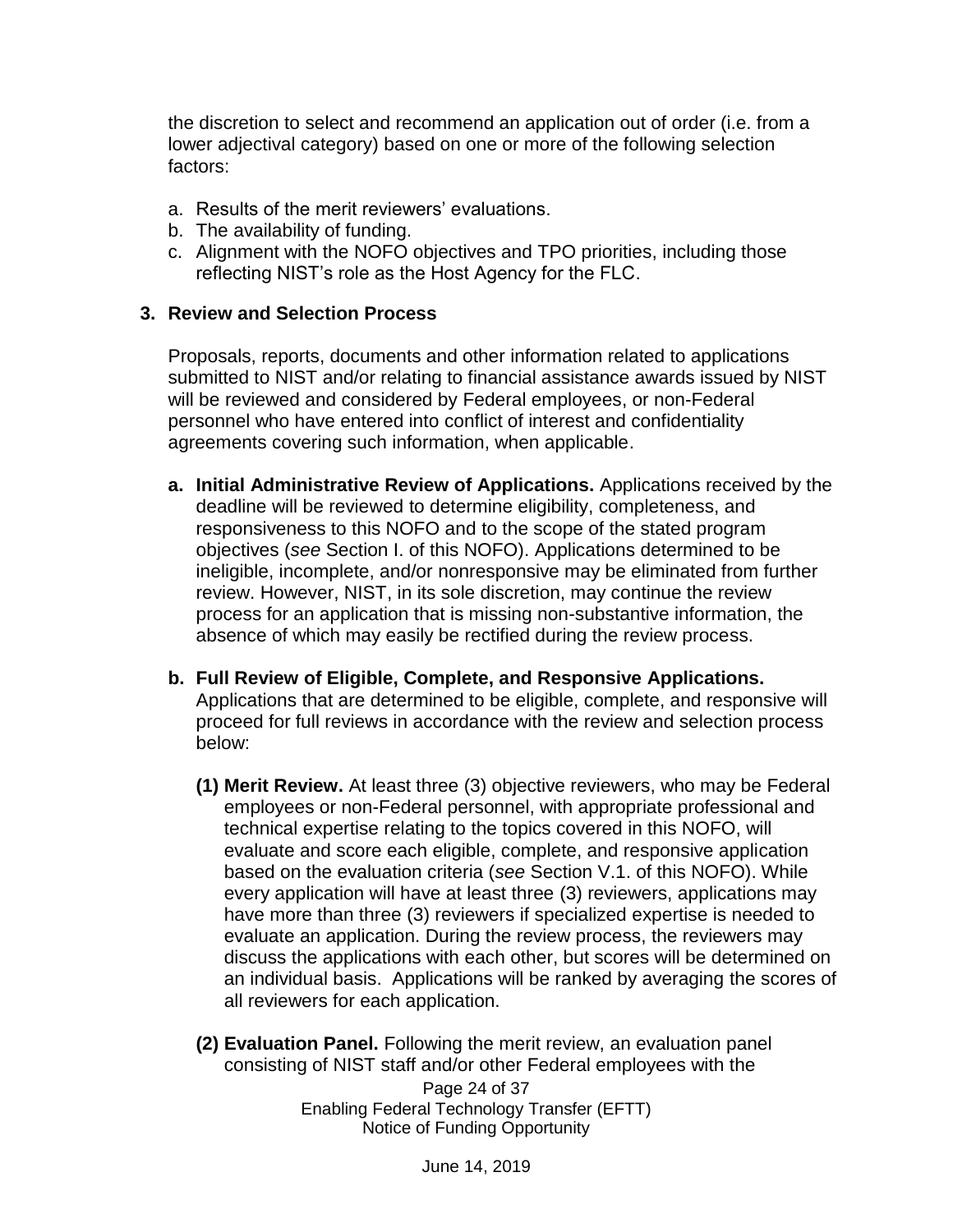the discretion to select and recommend an application out of order (i.e. from a lower adjectival category) based on one or more of the following selection factors:

a. Results of the merit reviewers' evaluations.
b. The availability of funding.
c. Alignment with the NOFO objectives and TPO priorities, including those reflecting NIST's role as the Host Agency for the FLC.

**3. Review and Selection Process**

Proposals, reports, documents and other information related to applications submitted to NIST and/or relating to financial assistance awards issued by NIST will be reviewed and considered by Federal employees, or non-Federal personnel who have entered into conflict of interest and confidentiality agreements covering such information, when applicable.

**a. Initial Administrative Review of Applications.** Applications received by the deadline will be reviewed to determine eligibility, completeness, and responsiveness to this NOFO and to the scope of the stated program objectives (*see* Section I. of this NOFO). Applications determined to be ineligible, incomplete, and/or nonresponsive may be eliminated from further review. However, NIST, in its sole discretion, may continue the review process for an application that is missing non-substantive information, the absence of which may easily be rectified during the review process.

**b. Full Review of Eligible, Complete, and Responsive Applications.** Applications that are determined to be eligible, complete, and responsive will proceed for full reviews in accordance with the review and selection process below:

**(1) Merit Review.** At least three (3) objective reviewers, who may be Federal employees or non-Federal personnel, with appropriate professional and technical expertise relating to the topics covered in this NOFO, will evaluate and score each eligible, complete, and responsive application based on the evaluation criteria (*see* Section V.1. of this NOFO). While every application will have at least three (3) reviewers, applications may have more than three (3) reviewers if specialized expertise is needed to evaluate an application. During the review process, the reviewers may discuss the applications with each other, but scores will be determined on an individual basis. Applications will be ranked by averaging the scores of all reviewers for each application.

**(2) Evaluation Panel.** Following the merit review, an evaluation panel consisting of NIST staff and/or other Federal employees with the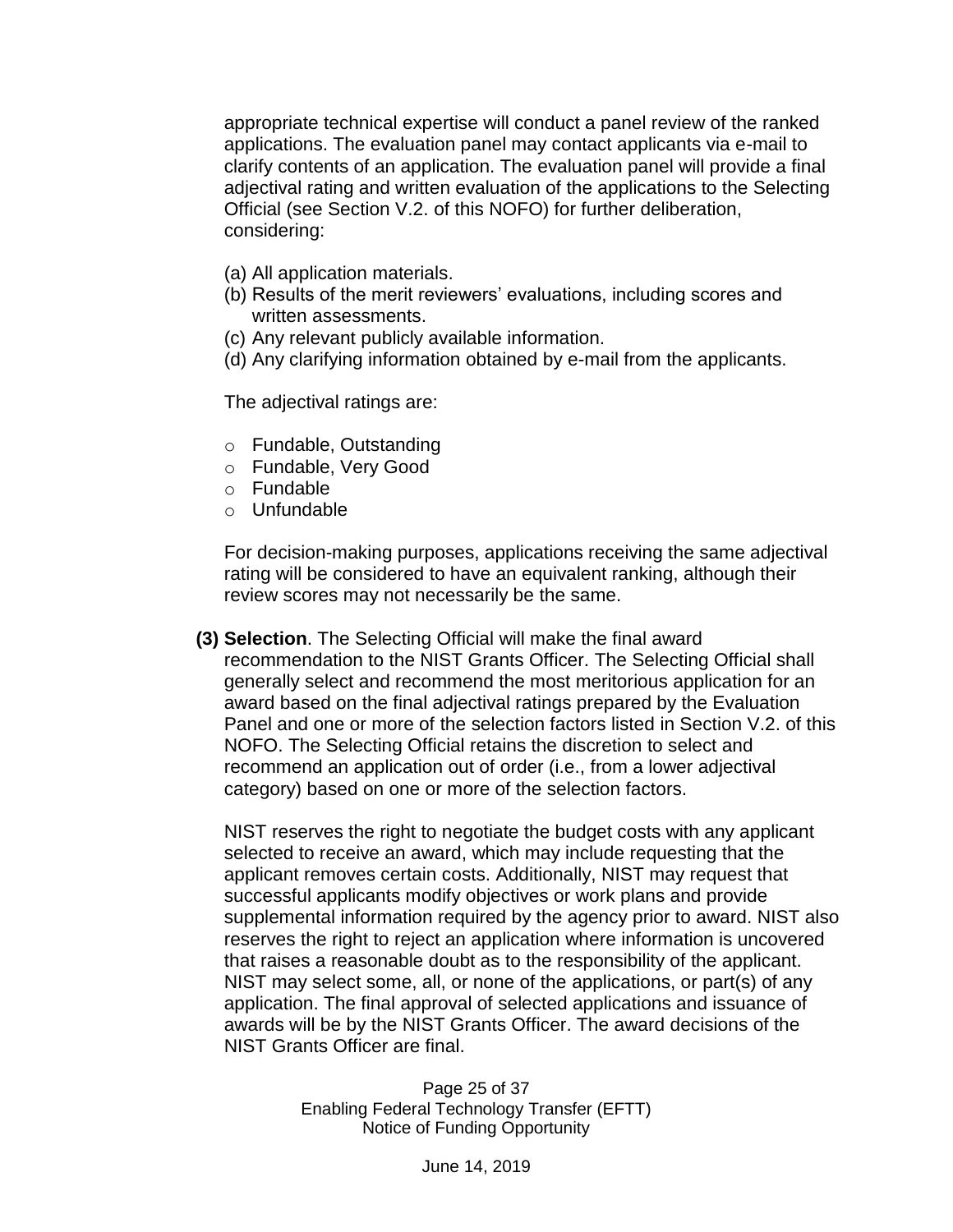appropriate technical expertise will conduct a panel review of the ranked applications. The evaluation panel may contact applicants via e-mail to clarify contents of an application. The evaluation panel will provide a final adjectival rating and written evaluation of the applications to the Selecting Official (see Section V.2. of this NOFO) for further deliberation, considering:

(a) All application materials.
(b) Results of the merit reviewers' evaluations, including scores and written assessments.
(c) Any relevant publicly available information.
(d) Any clarifying information obtained by e-mail from the applicants.

The adjectival ratings are:

- Fundable, Outstanding
- Fundable, Very Good
- Fundable
- Unfundable

For decision-making purposes, applications receiving the same adjectival rating will be considered to have an equivalent ranking, although their review scores may not necessarily be the same.

**(3) Selection**. The Selecting Official will make the final award recommendation to the NIST Grants Officer. The Selecting Official shall generally select and recommend the most meritorious application for an award based on the final adjectival ratings prepared by the Evaluation Panel and one or more of the selection factors listed in Section V.2. of this NOFO. The Selecting Official retains the discretion to select and recommend an application out of order (i.e., from a lower adjectival category) based on one or more of the selection factors.

NIST reserves the right to negotiate the budget costs with any applicant selected to receive an award, which may include requesting that the applicant removes certain costs. Additionally, NIST may request that successful applicants modify objectives or work plans and provide supplemental information required by the agency prior to award. NIST also reserves the right to reject an application where information is uncovered that raises a reasonable doubt as to the responsibility of the applicant. NIST may select some, all, or none of the applications, or part(s) of any application. The final approval of selected applications and issuance of awards will be by the NIST Grants Officer. The award decisions of the NIST Grants Officer are final.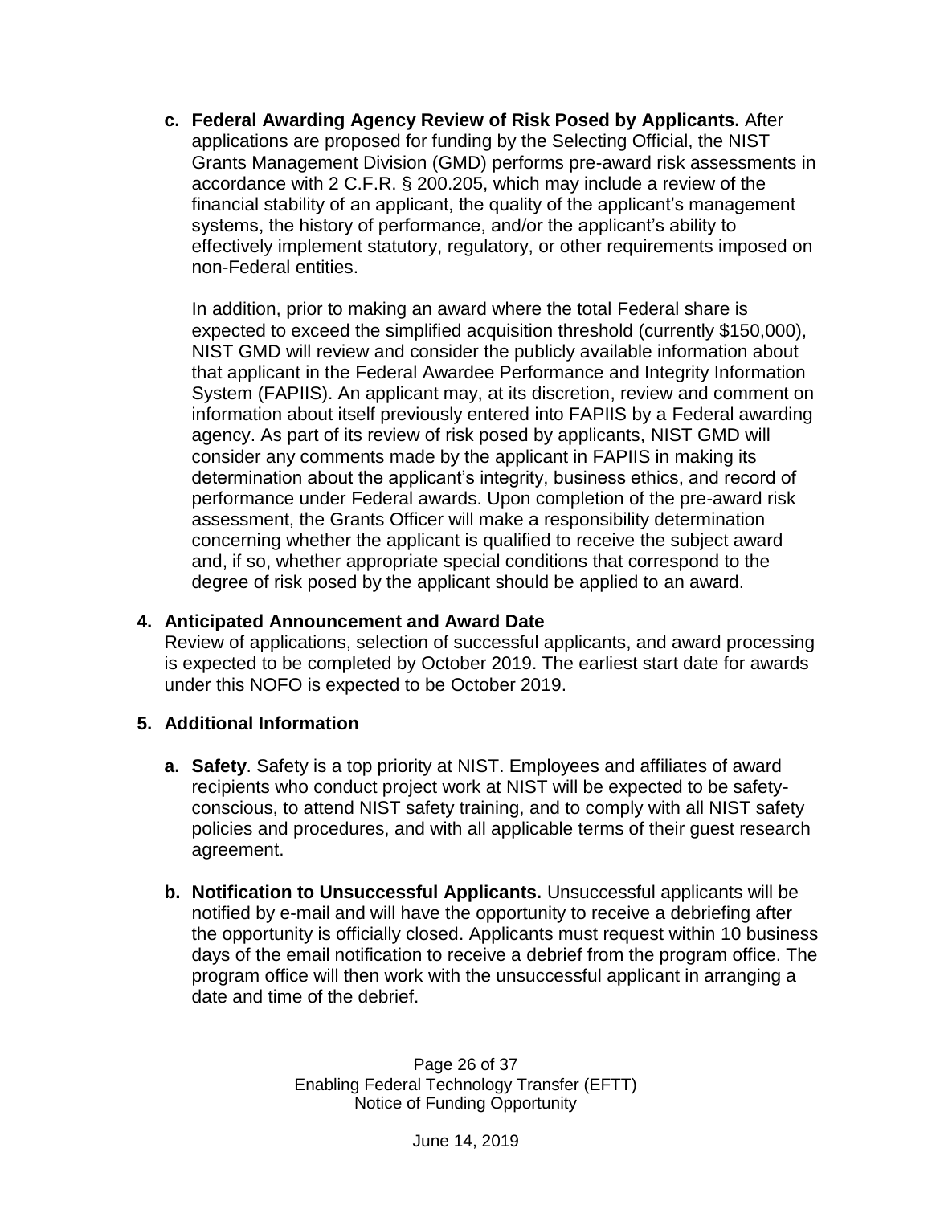**c. Federal Awarding Agency Review of Risk Posed by Applicants.** After applications are proposed for funding by the Selecting Official, the NIST Grants Management Division (GMD) performs pre-award risk assessments in accordance with 2 C.F.R. § 200.205, which may include a review of the financial stability of an applicant, the quality of the applicant's management systems, the history of performance, and/or the applicant's ability to effectively implement statutory, regulatory, or other requirements imposed on non-Federal entities.

In addition, prior to making an award where the total Federal share is expected to exceed the simplified acquisition threshold (currently $150,000), NIST GMD will review and consider the publicly available information about that applicant in the Federal Awardee Performance and Integrity Information System (FAPIIS). An applicant may, at its discretion, review and comment on information about itself previously entered into FAPIIS by a Federal awarding agency. As part of its review of risk posed by applicants, NIST GMD will consider any comments made by the applicant in FAPIIS in making its determination about the applicant's integrity, business ethics, and record of performance under Federal awards. Upon completion of the pre-award risk assessment, the Grants Officer will make a responsibility determination concerning whether the applicant is qualified to receive the subject award and, if so, whether appropriate special conditions that correspond to the degree of risk posed by the applicant should be applied to an award.

## 4. Anticipated Announcement and Award Date

Review of applications, selection of successful applicants, and award processing is expected to be completed by October 2019. The earliest start date for awards under this NOFO is expected to be October 2019.

## 5. Additional Information

**a. Safety**. Safety is a top priority at NIST. Employees and affiliates of award recipients who conduct project work at NIST will be expected to be safety-conscious, to attend NIST safety training, and to comply with all NIST safety policies and procedures, and with all applicable terms of their guest research agreement.

**b. Notification to Unsuccessful Applicants.** Unsuccessful applicants will be notified by e-mail and will have the opportunity to receive a debriefing after the opportunity is officially closed. Applicants must request within 10 business days of the email notification to receive a debrief from the program office. The program office will then work with the unsuccessful applicant in arranging a date and time of the debrief.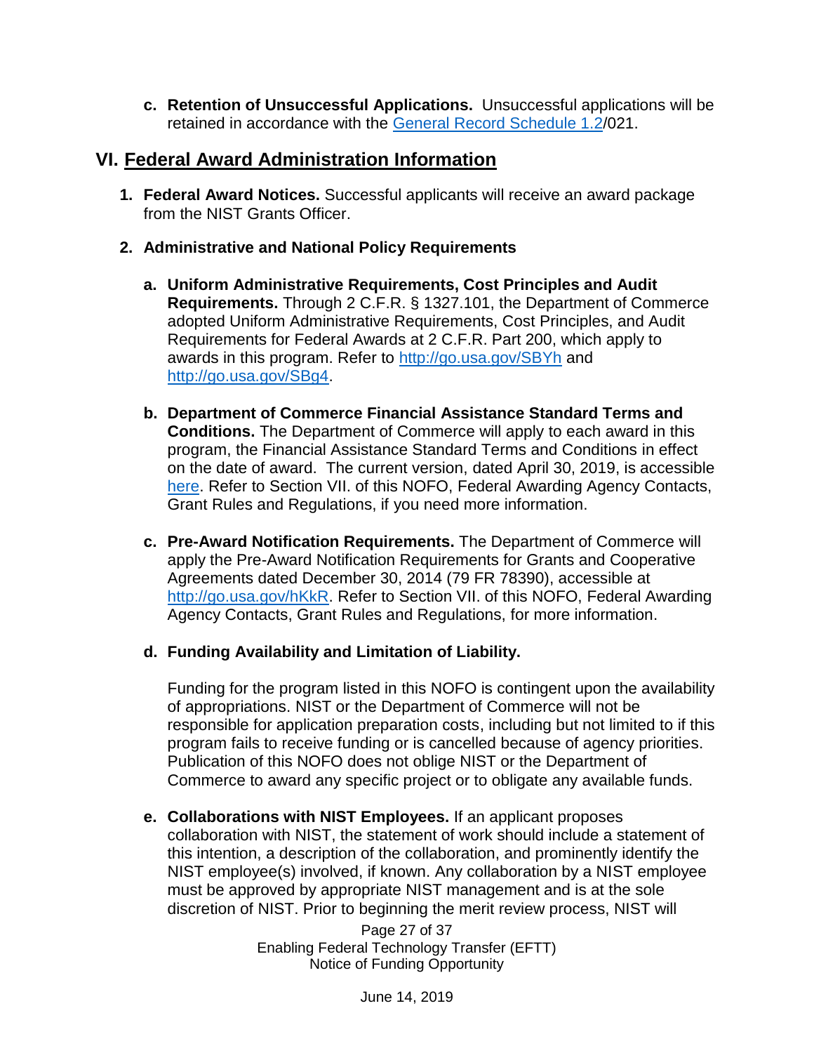c. **Retention of Unsuccessful Applications.** Unsuccessful applications will be retained in accordance with the [General Record Schedule 1.2](#)/021.

## VI. Federal Award Administration Information

1. **Federal Award Notices.** Successful applicants will receive an award package from the NIST Grants Officer.

2. **Administrative and National Policy Requirements**

   a. **Uniform Administrative Requirements, Cost Principles and Audit Requirements.** Through 2 C.F.R. § 1327.101, the Department of Commerce adopted Uniform Administrative Requirements, Cost Principles, and Audit Requirements for Federal Awards at 2 C.F.R. Part 200, which apply to awards in this program. Refer to http://go.usa.gov/SBYh and http://go.usa.gov/SBg4.

   b. **Department of Commerce Financial Assistance Standard Terms and Conditions.** The Department of Commerce will apply to each award in this program, the Financial Assistance Standard Terms and Conditions in effect on the date of award. The current version, dated April 30, 2019, is accessible [here](#). Refer to Section VII. of this NOFO, Federal Awarding Agency Contacts, Grant Rules and Regulations, if you need more information.

   c. **Pre-Award Notification Requirements.** The Department of Commerce will apply the Pre-Award Notification Requirements for Grants and Cooperative Agreements dated December 30, 2014 (79 FR 78390), accessible at http://go.usa.gov/hKkR. Refer to Section VII. of this NOFO, Federal Awarding Agency Contacts, Grant Rules and Regulations, for more information.

   d. **Funding Availability and Limitation of Liability.**

      Funding for the program listed in this NOFO is contingent upon the availability of appropriations. NIST or the Department of Commerce will not be responsible for application preparation costs, including but not limited to if this program fails to receive funding or is cancelled because of agency priorities. Publication of this NOFO does not oblige NIST or the Department of Commerce to award any specific project or to obligate any available funds.

   e. **Collaborations with NIST Employees.** If an applicant proposes collaboration with NIST, the statement of work should include a statement of this intention, a description of the collaboration, and prominently identify the NIST employee(s) involved, if known. Any collaboration by a NIST employee must be approved by appropriate NIST management and is at the sole discretion of NIST. Prior to beginning the merit review process, NIST will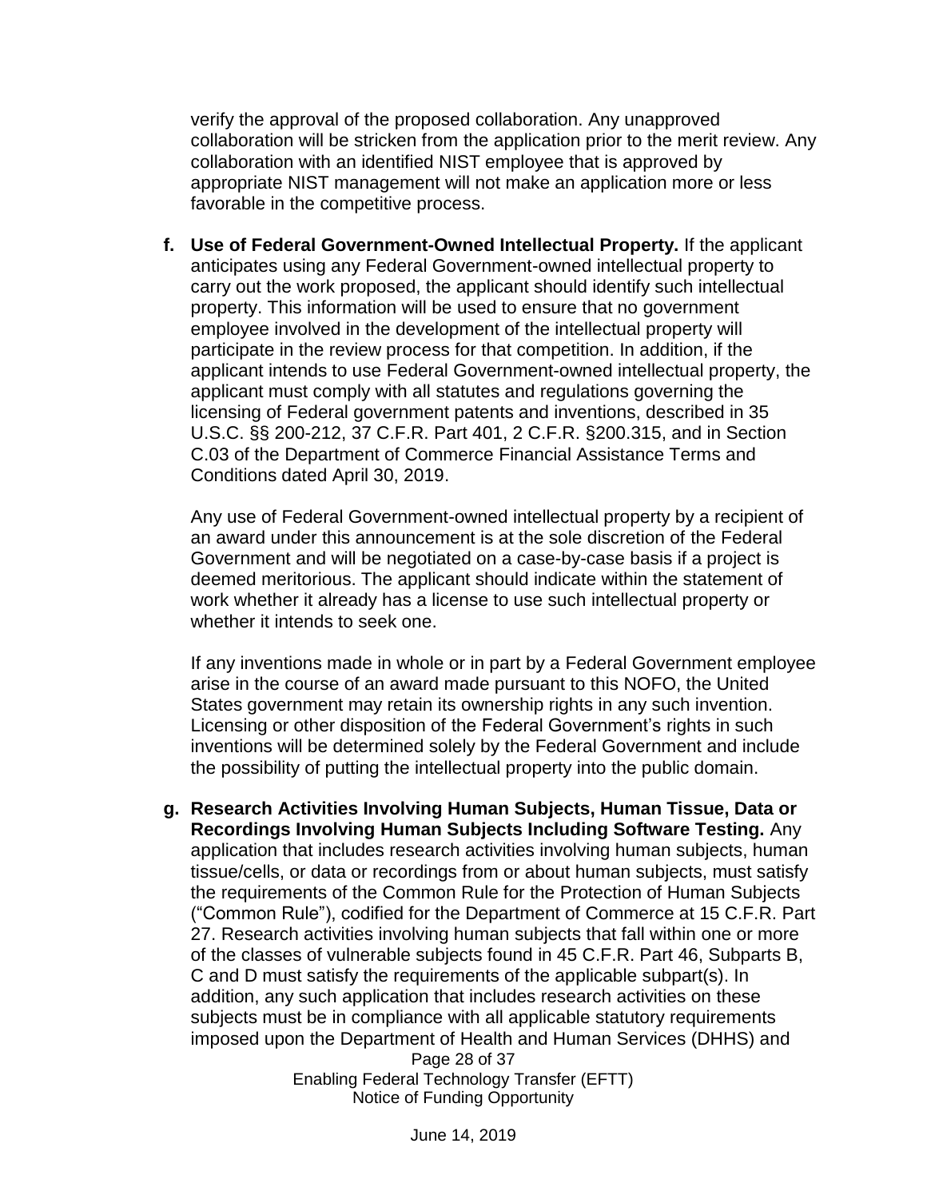verify the approval of the proposed collaboration. Any unapproved collaboration will be stricken from the application prior to the merit review. Any collaboration with an identified NIST employee that is approved by appropriate NIST management will not make an application more or less favorable in the competitive process.

f. **Use of Federal Government-Owned Intellectual Property.** If the applicant anticipates using any Federal Government-owned intellectual property to carry out the work proposed, the applicant should identify such intellectual property. This information will be used to ensure that no government employee involved in the development of the intellectual property will participate in the review process for that competition. In addition, if the applicant intends to use Federal Government-owned intellectual property, the applicant must comply with all statutes and regulations governing the licensing of Federal government patents and inventions, described in 35 U.S.C. §§ 200-212, 37 C.F.R. Part 401, 2 C.F.R. §200.315, and in Section C.03 of the Department of Commerce Financial Assistance Terms and Conditions dated April 30, 2019.

   Any use of Federal Government-owned intellectual property by a recipient of an award under this announcement is at the sole discretion of the Federal Government and will be negotiated on a case-by-case basis if a project is deemed meritorious. The applicant should indicate within the statement of work whether it already has a license to use such intellectual property or whether it intends to seek one.

   If any inventions made in whole or in part by a Federal Government employee arise in the course of an award made pursuant to this NOFO, the United States government may retain its ownership rights in any such invention. Licensing or other disposition of the Federal Government's rights in such inventions will be determined solely by the Federal Government and include the possibility of putting the intellectual property into the public domain.

g. **Research Activities Involving Human Subjects, Human Tissue, Data or Recordings Involving Human Subjects Including Software Testing.** Any application that includes research activities involving human subjects, human tissue/cells, or data or recordings from or about human subjects, must satisfy the requirements of the Common Rule for the Protection of Human Subjects ("Common Rule"), codified for the Department of Commerce at 15 C.F.R. Part 27. Research activities involving human subjects that fall within one or more of the classes of vulnerable subjects found in 45 C.F.R. Part 46, Subparts B, C and D must satisfy the requirements of the applicable subpart(s). In addition, any such application that includes research activities on these subjects must be in compliance with all applicable statutory requirements imposed upon the Department of Health and Human Services (DHHS) and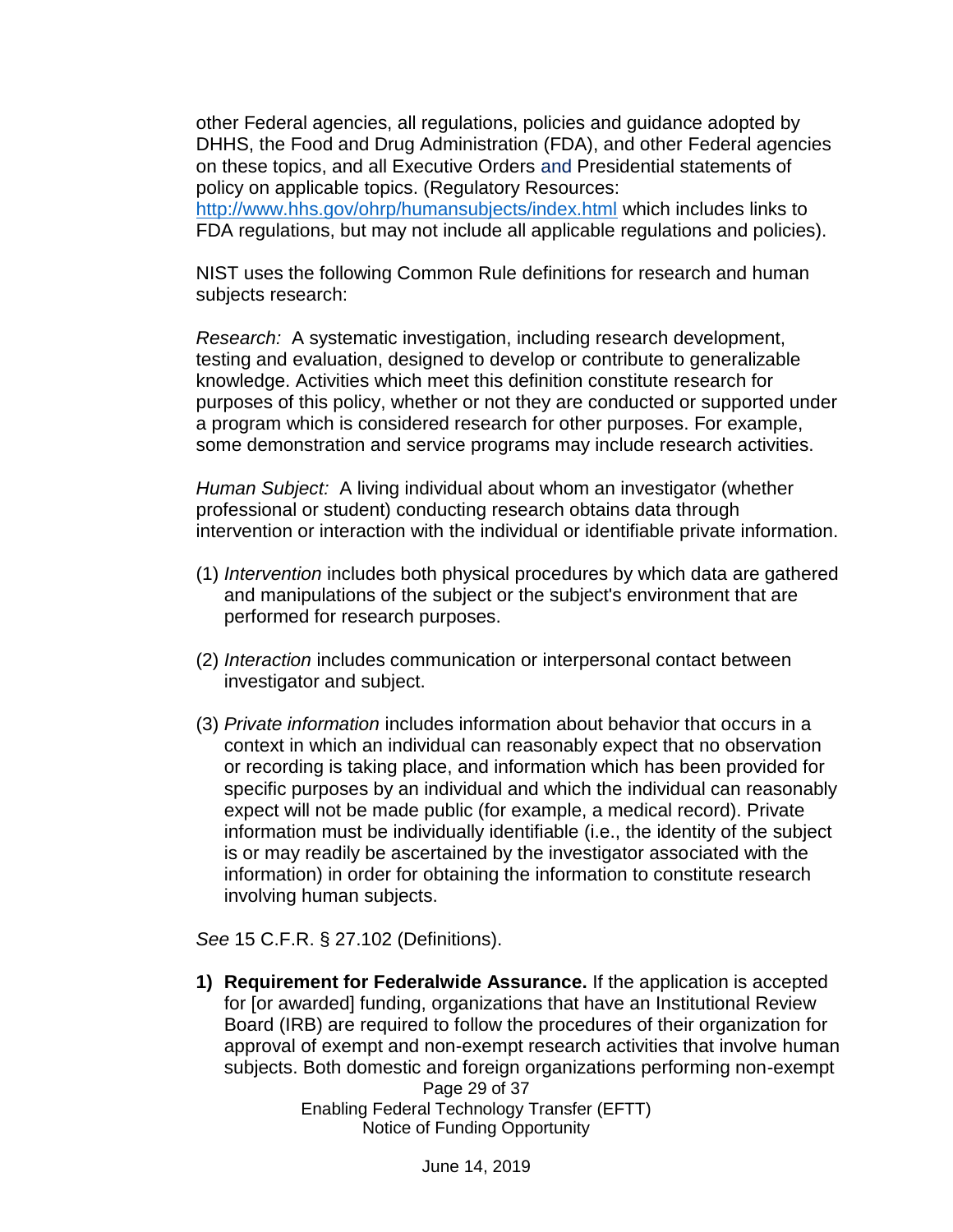other Federal agencies, all regulations, policies and guidance adopted by DHHS, the Food and Drug Administration (FDA), and other Federal agencies on these topics, and all Executive Orders and Presidential statements of policy on applicable topics. (Regulatory Resources: http://www.hhs.gov/ohrp/humansubjects/index.html which includes links to FDA regulations, but may not include all applicable regulations and policies).

NIST uses the following Common Rule definitions for research and human subjects research:

*Research:* A systematic investigation, including research development, testing and evaluation, designed to develop or contribute to generalizable knowledge. Activities which meet this definition constitute research for purposes of this policy, whether or not they are conducted or supported under a program which is considered research for other purposes. For example, some demonstration and service programs may include research activities.

*Human Subject:* A living individual about whom an investigator (whether professional or student) conducting research obtains data through intervention or interaction with the individual or identifiable private information.

(1) *Intervention* includes both physical procedures by which data are gathered and manipulations of the subject or the subject's environment that are performed for research purposes.

(2) *Interaction* includes communication or interpersonal contact between investigator and subject.

(3) *Private information* includes information about behavior that occurs in a context in which an individual can reasonably expect that no observation or recording is taking place, and information which has been provided for specific purposes by an individual and which the individual can reasonably expect will not be made public (for example, a medical record). Private information must be individually identifiable (i.e., the identity of the subject is or may readily be ascertained by the investigator associated with the information) in order for obtaining the information to constitute research involving human subjects.

*See* 15 C.F.R. § 27.102 (Definitions).

1) **Requirement for Federalwide Assurance.** If the application is accepted for [or awarded] funding, organizations that have an Institutional Review Board (IRB) are required to follow the procedures of their organization for approval of exempt and non-exempt research activities that involve human subjects. Both domestic and foreign organizations performing non-exempt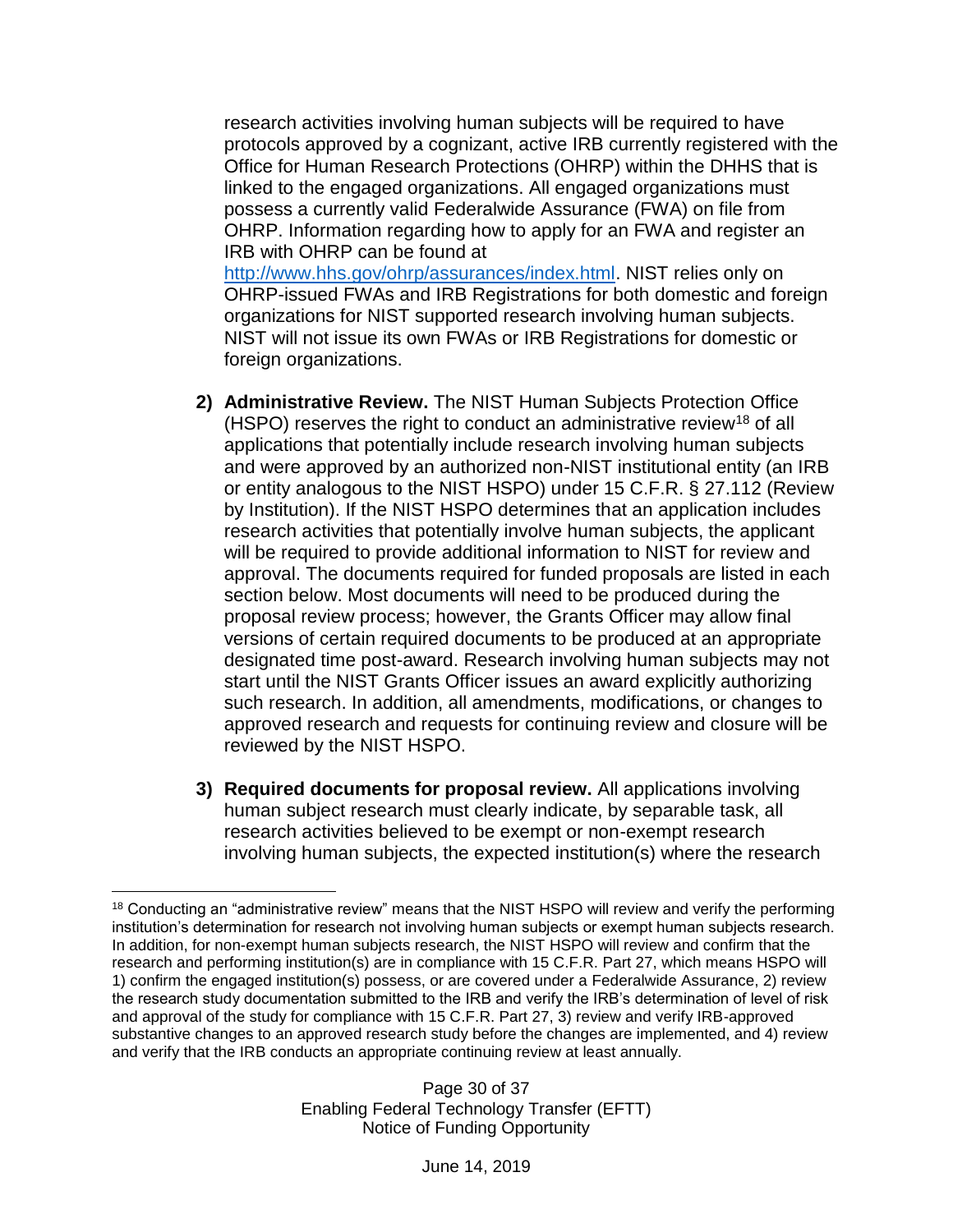research activities involving human subjects will be required to have protocols approved by a cognizant, active IRB currently registered with the Office for Human Research Protections (OHRP) within the DHHS that is linked to the engaged organizations. All engaged organizations must possess a currently valid Federalwide Assurance (FWA) on file from OHRP. Information regarding how to apply for an FWA and register an IRB with OHRP can be found at http://www.hhs.gov/ohrp/assurances/index.html. NIST relies only on OHRP-issued FWAs and IRB Registrations for both domestic and foreign organizations for NIST supported research involving human subjects. NIST will not issue its own FWAs or IRB Registrations for domestic or foreign organizations.

2) **Administrative Review.** The NIST Human Subjects Protection Office (HSPO) reserves the right to conduct an administrative review[18] of all applications that potentially include research involving human subjects and were approved by an authorized non-NIST institutional entity (an IRB or entity analogous to the NIST HSPO) under 15 C.F.R. § 27.112 (Review by Institution). If the NIST HSPO determines that an application includes research activities that potentially involve human subjects, the applicant will be required to provide additional information to NIST for review and approval. The documents required for funded proposals are listed in each section below. Most documents will need to be produced during the proposal review process; however, the Grants Officer may allow final versions of certain required documents to be produced at an appropriate designated time post-award. Research involving human subjects may not start until the NIST Grants Officer issues an award explicitly authorizing such research. In addition, all amendments, modifications, or changes to approved research and requests for continuing review and closure will be reviewed by the NIST HSPO.

3) **Required documents for proposal review.** All applications involving human subject research must clearly indicate, by separable task, all research activities believed to be exempt or non-exempt research involving human subjects, the expected institution(s) where the research

[18] Conducting an "administrative review" means that the NIST HSPO will review and verify the performing institution's determination for research not involving human subjects or exempt human subjects research. In addition, for non-exempt human subjects research, the NIST HSPO will review and confirm that the research and performing institution(s) are in compliance with 15 C.F.R. Part 27, which means HSPO will 1) confirm the engaged institution(s) possess, or are covered under a Federalwide Assurance, 2) review the research study documentation submitted to the IRB and verify the IRB's determination of level of risk and approval of the study for compliance with 15 C.F.R. Part 27, 3) review and verify IRB-approved substantive changes to an approved research study before the changes are implemented, and 4) review and verify that the IRB conducts an appropriate continuing review at least annually.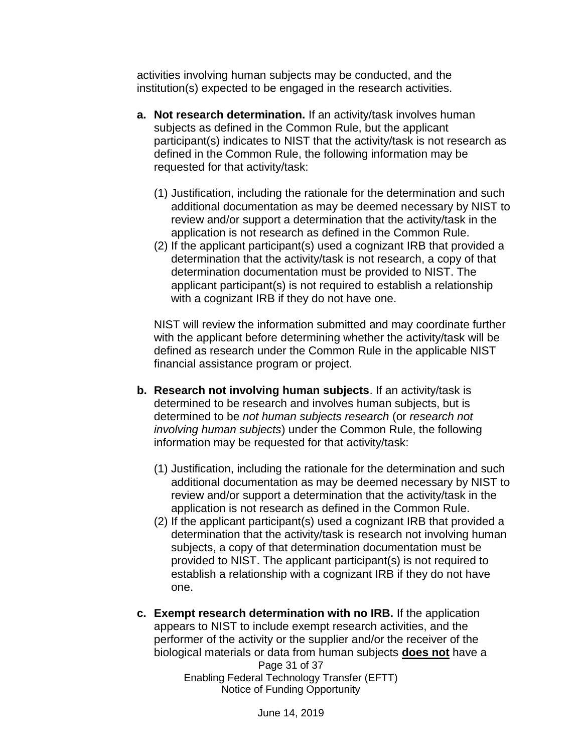activities involving human subjects may be conducted, and the institution(s) expected to be engaged in the research activities.

a. **Not research determination.** If an activity/task involves human subjects as defined in the Common Rule, but the applicant participant(s) indicates to NIST that the activity/task is not research as defined in the Common Rule, the following information may be requested for that activity/task:

   (1) Justification, including the rationale for the determination and such additional documentation as may be deemed necessary by NIST to review and/or support a determination that the activity/task in the application is not research as defined in the Common Rule.

   (2) If the applicant participant(s) used a cognizant IRB that provided a determination that the activity/task is not research, a copy of that determination documentation must be provided to NIST. The applicant participant(s) is not required to establish a relationship with a cognizant IRB if they do not have one.

   NIST will review the information submitted and may coordinate further with the applicant before determining whether the activity/task will be defined as research under the Common Rule in the applicable NIST financial assistance program or project.

b. **Research not involving human subjects**. If an activity/task is determined to be research and involves human subjects, but is determined to be *not human subjects research* (or *research not involving human subjects*) under the Common Rule, the following information may be requested for that activity/task:

   (1) Justification, including the rationale for the determination and such additional documentation as may be deemed necessary by NIST to review and/or support a determination that the activity/task in the application is not research as defined in the Common Rule.

   (2) If the applicant participant(s) used a cognizant IRB that provided a determination that the activity/task is research not involving human subjects, a copy of that determination documentation must be provided to NIST. The applicant participant(s) is not required to establish a relationship with a cognizant IRB if they do not have one.

c. **Exempt research determination with no IRB.** If the application appears to NIST to include exempt research activities, and the performer of the activity or the supplier and/or the receiver of the biological materials or data from human subjects **does not** have a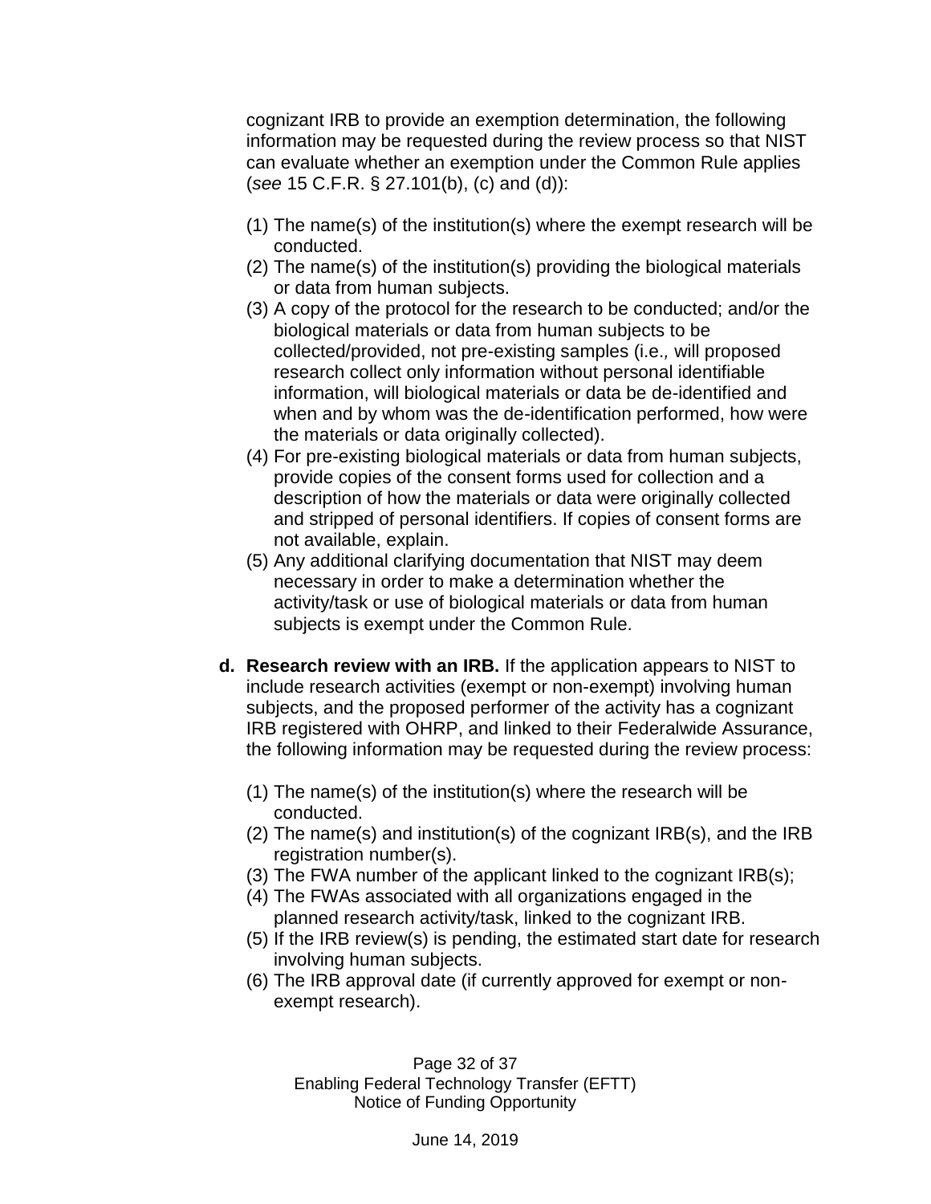cognizant IRB to provide an exemption determination, the following information may be requested during the review process so that NIST can evaluate whether an exemption under the Common Rule applies (*see* 15 C.F.R. § 27.101(b), (c) and (d)):

(1) The name(s) of the institution(s) where the exempt research will be conducted.
(2) The name(s) of the institution(s) providing the biological materials or data from human subjects.
(3) A copy of the protocol for the research to be conducted; and/or the biological materials or data from human subjects to be collected/provided, not pre-existing samples (i.e., will proposed research collect only information without personal identifiable information, will biological materials or data be de-identified and when and by whom was the de-identification performed, how were the materials or data originally collected).
(4) For pre-existing biological materials or data from human subjects, provide copies of the consent forms used for collection and a description of how the materials or data were originally collected and stripped of personal identifiers. If copies of consent forms are not available, explain.
(5) Any additional clarifying documentation that NIST may deem necessary in order to make a determination whether the activity/task or use of biological materials or data from human subjects is exempt under the Common Rule.

**d. Research review with an IRB.** If the application appears to NIST to include research activities (exempt or non-exempt) involving human subjects, and the proposed performer of the activity has a cognizant IRB registered with OHRP, and linked to their Federalwide Assurance, the following information may be requested during the review process:

(1) The name(s) of the institution(s) where the research will be conducted.
(2) The name(s) and institution(s) of the cognizant IRB(s), and the IRB registration number(s).
(3) The FWA number of the applicant linked to the cognizant IRB(s);
(4) The FWAs associated with all organizations engaged in the planned research activity/task, linked to the cognizant IRB.
(5) If the IRB review(s) is pending, the estimated start date for research involving human subjects.
(6) The IRB approval date (if currently approved for exempt or non-exempt research).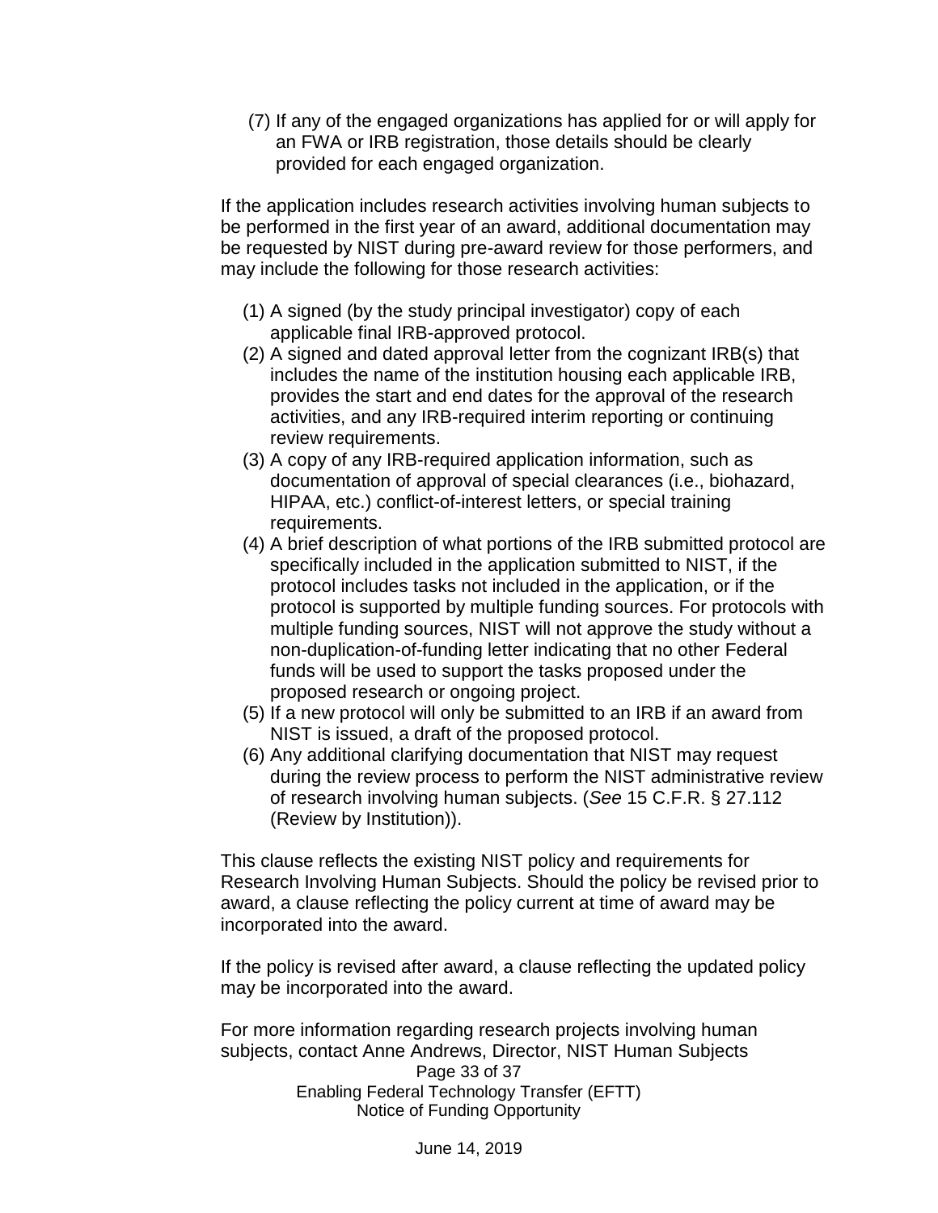(7) If any of the engaged organizations has applied for or will apply for an FWA or IRB registration, those details should be clearly provided for each engaged organization.

If the application includes research activities involving human subjects to be performed in the first year of an award, additional documentation may be requested by NIST during pre-award review for those performers, and may include the following for those research activities:

(1) A signed (by the study principal investigator) copy of each applicable final IRB-approved protocol.
(2) A signed and dated approval letter from the cognizant IRB(s) that includes the name of the institution housing each applicable IRB, provides the start and end dates for the approval of the research activities, and any IRB-required interim reporting or continuing review requirements.
(3) A copy of any IRB-required application information, such as documentation of approval of special clearances (i.e., biohazard, HIPAA, etc.) conflict-of-interest letters, or special training requirements.
(4) A brief description of what portions of the IRB submitted protocol are specifically included in the application submitted to NIST, if the protocol includes tasks not included in the application, or if the protocol is supported by multiple funding sources. For protocols with multiple funding sources, NIST will not approve the study without a non-duplication-of-funding letter indicating that no other Federal funds will be used to support the tasks proposed under the proposed research or ongoing project.
(5) If a new protocol will only be submitted to an IRB if an award from NIST is issued, a draft of the proposed protocol.
(6) Any additional clarifying documentation that NIST may request during the review process to perform the NIST administrative review of research involving human subjects. (*See* 15 C.F.R. § 27.112 (Review by Institution)).

This clause reflects the existing NIST policy and requirements for Research Involving Human Subjects. Should the policy be revised prior to award, a clause reflecting the policy current at time of award may be incorporated into the award.

If the policy is revised after award, a clause reflecting the updated policy may be incorporated into the award.

For more information regarding research projects involving human subjects, contact Anne Andrews, Director, NIST Human Subjects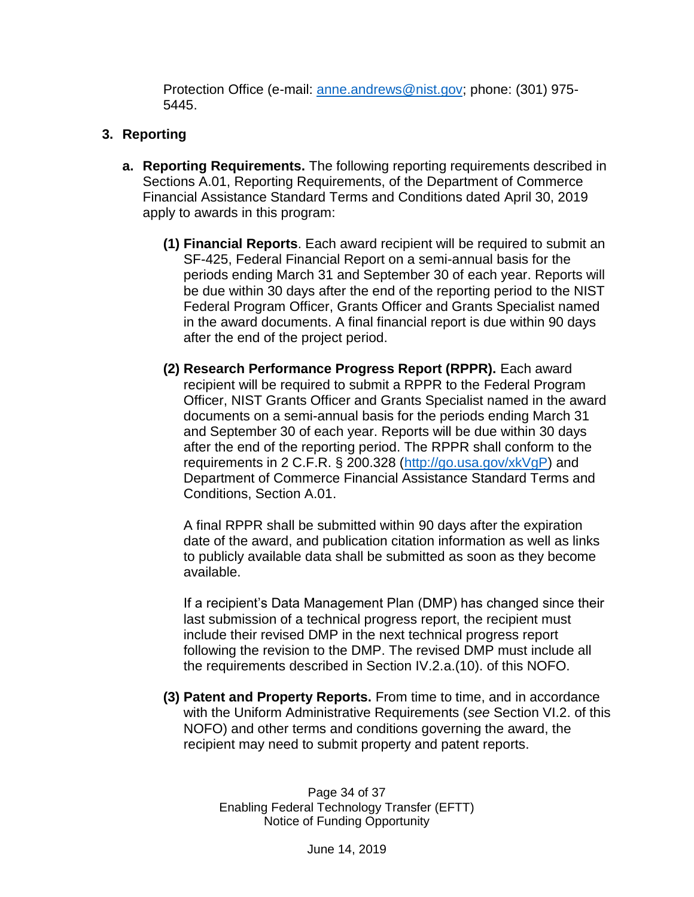Protection Office (e-mail: [anne.andrews@nist.gov](mailto:anne.andrews@nist.gov); phone: (301) 975-5445.

## 3. Reporting

**a. Reporting Requirements.** The following reporting requirements described in Sections A.01, Reporting Requirements, of the Department of Commerce Financial Assistance Standard Terms and Conditions dated April 30, 2019 apply to awards in this program:

**(1) Financial Reports**. Each award recipient will be required to submit an SF-425, Federal Financial Report on a semi-annual basis for the periods ending March 31 and September 30 of each year. Reports will be due within 30 days after the end of the reporting period to the NIST Federal Program Officer, Grants Officer and Grants Specialist named in the award documents. A final financial report is due within 90 days after the end of the project period.

**(2) Research Performance Progress Report (RPPR).** Each award recipient will be required to submit a RPPR to the Federal Program Officer, NIST Grants Officer and Grants Specialist named in the award documents on a semi-annual basis for the periods ending March 31 and September 30 of each year. Reports will be due within 30 days after the end of the reporting period. The RPPR shall conform to the requirements in 2 C.F.R. § 200.328 ([http://go.usa.gov/xkVgP](http://go.usa.gov/xkVgP)) and Department of Commerce Financial Assistance Standard Terms and Conditions, Section A.01.

A final RPPR shall be submitted within 90 days after the expiration date of the award, and publication citation information as well as links to publicly available data shall be submitted as soon as they become available.

If a recipient's Data Management Plan (DMP) has changed since their last submission of a technical progress report, the recipient must include their revised DMP in the next technical progress report following the revision to the DMP. The revised DMP must include all the requirements described in Section IV.2.a.(10). of this NOFO.

**(3) Patent and Property Reports.** From time to time, and in accordance with the Uniform Administrative Requirements (*see* Section VI.2. of this NOFO) and other terms and conditions governing the award, the recipient may need to submit property and patent reports.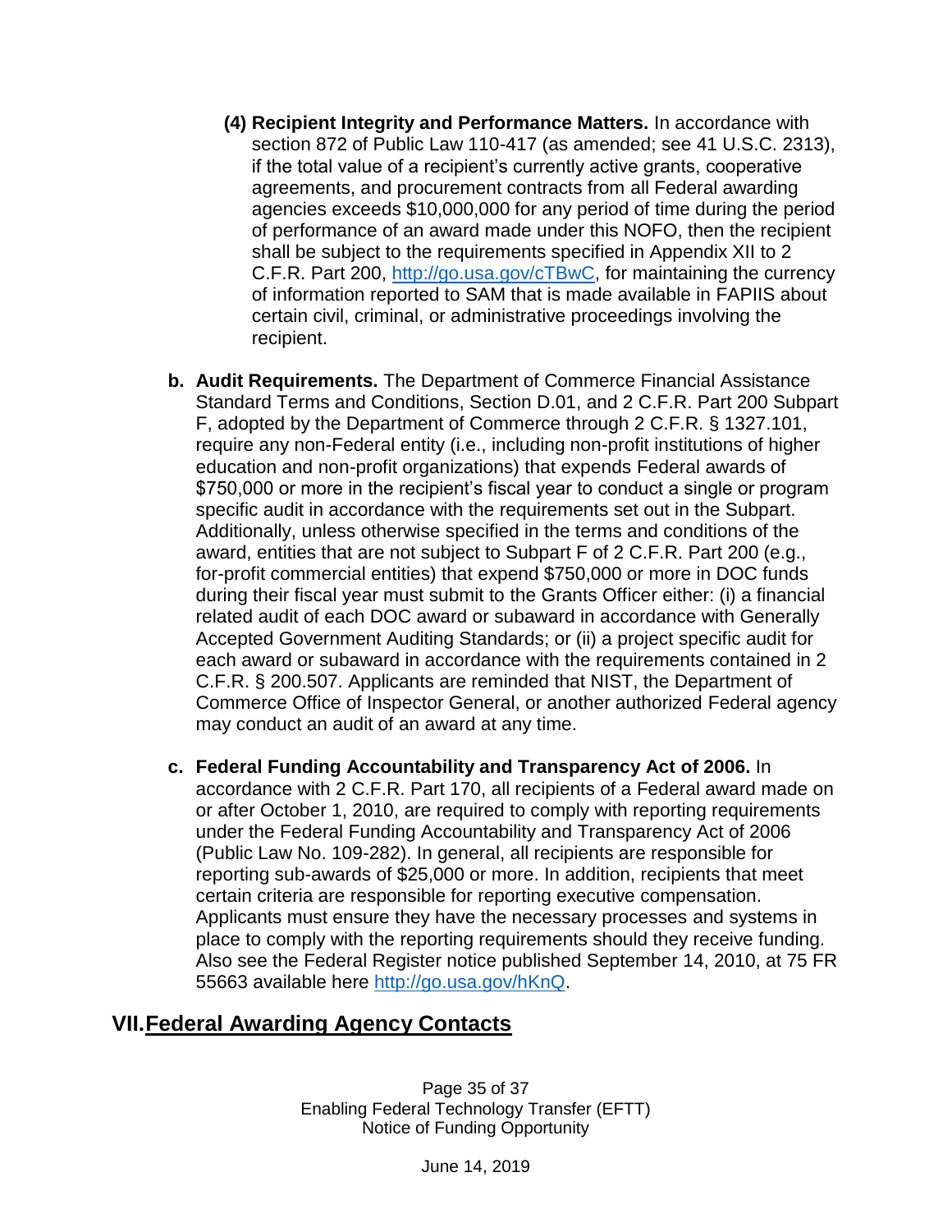**(4) Recipient Integrity and Performance Matters.** In accordance with section 872 of Public Law 110-417 (as amended; see 41 U.S.C. 2313), if the total value of a recipient's currently active grants, cooperative agreements, and procurement contracts from all Federal awarding agencies exceeds $10,000,000 for any period of time during the period of performance of an award made under this NOFO, then the recipient shall be subject to the requirements specified in Appendix XII to 2 C.F.R. Part 200, http://go.usa.gov/cTBwC, for maintaining the currency of information reported to SAM that is made available in FAPIIS about certain civil, criminal, or administrative proceedings involving the recipient.

**b. Audit Requirements.** The Department of Commerce Financial Assistance Standard Terms and Conditions, Section D.01, and 2 C.F.R. Part 200 Subpart F, adopted by the Department of Commerce through 2 C.F.R. § 1327.101, require any non-Federal entity (i.e., including non-profit institutions of higher education and non-profit organizations) that expends Federal awards of $750,000 or more in the recipient's fiscal year to conduct a single or program specific audit in accordance with the requirements set out in the Subpart. Additionally, unless otherwise specified in the terms and conditions of the award, entities that are not subject to Subpart F of 2 C.F.R. Part 200 (e.g., for-profit commercial entities) that expend $750,000 or more in DOC funds during their fiscal year must submit to the Grants Officer either: (i) a financial related audit of each DOC award or subaward in accordance with Generally Accepted Government Auditing Standards; or (ii) a project specific audit for each award or subaward in accordance with the requirements contained in 2 C.F.R. § 200.507. Applicants are reminded that NIST, the Department of Commerce Office of Inspector General, or another authorized Federal agency may conduct an audit of an award at any time.

**c. Federal Funding Accountability and Transparency Act of 2006.** In accordance with 2 C.F.R. Part 170, all recipients of a Federal award made on or after October 1, 2010, are required to comply with reporting requirements under the Federal Funding Accountability and Transparency Act of 2006 (Public Law No. 109-282). In general, all recipients are responsible for reporting sub-awards of $25,000 or more. In addition, recipients that meet certain criteria are responsible for reporting executive compensation. Applicants must ensure they have the necessary processes and systems in place to comply with the reporting requirements should they receive funding. Also see the Federal Register notice published September 14, 2010, at 75 FR 55663 available here http://go.usa.gov/hKnQ.

## VII. Federal Awarding Agency Contacts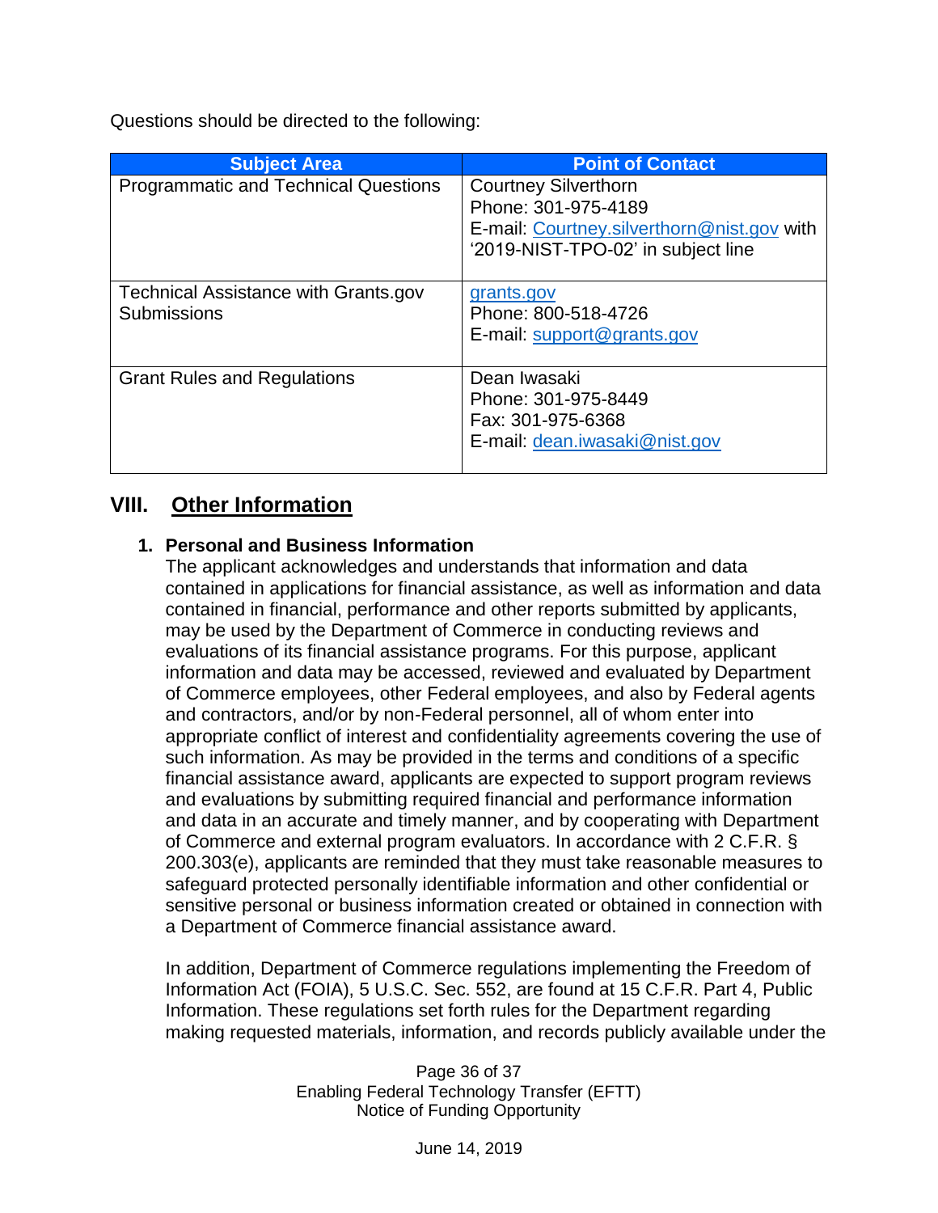Questions should be directed to the following:

| Subject Area | Point of Contact |
|---|---|
| Programmatic and Technical Questions | Courtney Silverthorn<br>Phone: 301-975-4189<br>E-mail: Courtney.silverthorn@nist.gov with '2019-NIST-TPO-02' in subject line |
| Technical Assistance with Grants.gov Submissions | grants.gov<br>Phone: 800-518-4726<br>E-mail: support@grants.gov |
| Grant Rules and Regulations | Dean Iwasaki<br>Phone: 301-975-8449<br>Fax: 301-975-6368<br>E-mail: dean.iwasaki@nist.gov |

## VIII. Other Information

**1. Personal and Business Information**

The applicant acknowledges and understands that information and data contained in applications for financial assistance, as well as information and data contained in financial, performance and other reports submitted by applicants, may be used by the Department of Commerce in conducting reviews and evaluations of its financial assistance programs. For this purpose, applicant information and data may be accessed, reviewed and evaluated by Department of Commerce employees, other Federal employees, and also by Federal agents and contractors, and/or by non-Federal personnel, all of whom enter into appropriate conflict of interest and confidentiality agreements covering the use of such information. As may be provided in the terms and conditions of a specific financial assistance award, applicants are expected to support program reviews and evaluations by submitting required financial and performance information and data in an accurate and timely manner, and by cooperating with Department of Commerce and external program evaluators. In accordance with 2 C.F.R. § 200.303(e), applicants are reminded that they must take reasonable measures to safeguard protected personally identifiable information and other confidential or sensitive personal or business information created or obtained in connection with a Department of Commerce financial assistance award.

In addition, Department of Commerce regulations implementing the Freedom of Information Act (FOIA), 5 U.S.C. Sec. 552, are found at 15 C.F.R. Part 4, Public Information. These regulations set forth rules for the Department regarding making requested materials, information, and records publicly available under the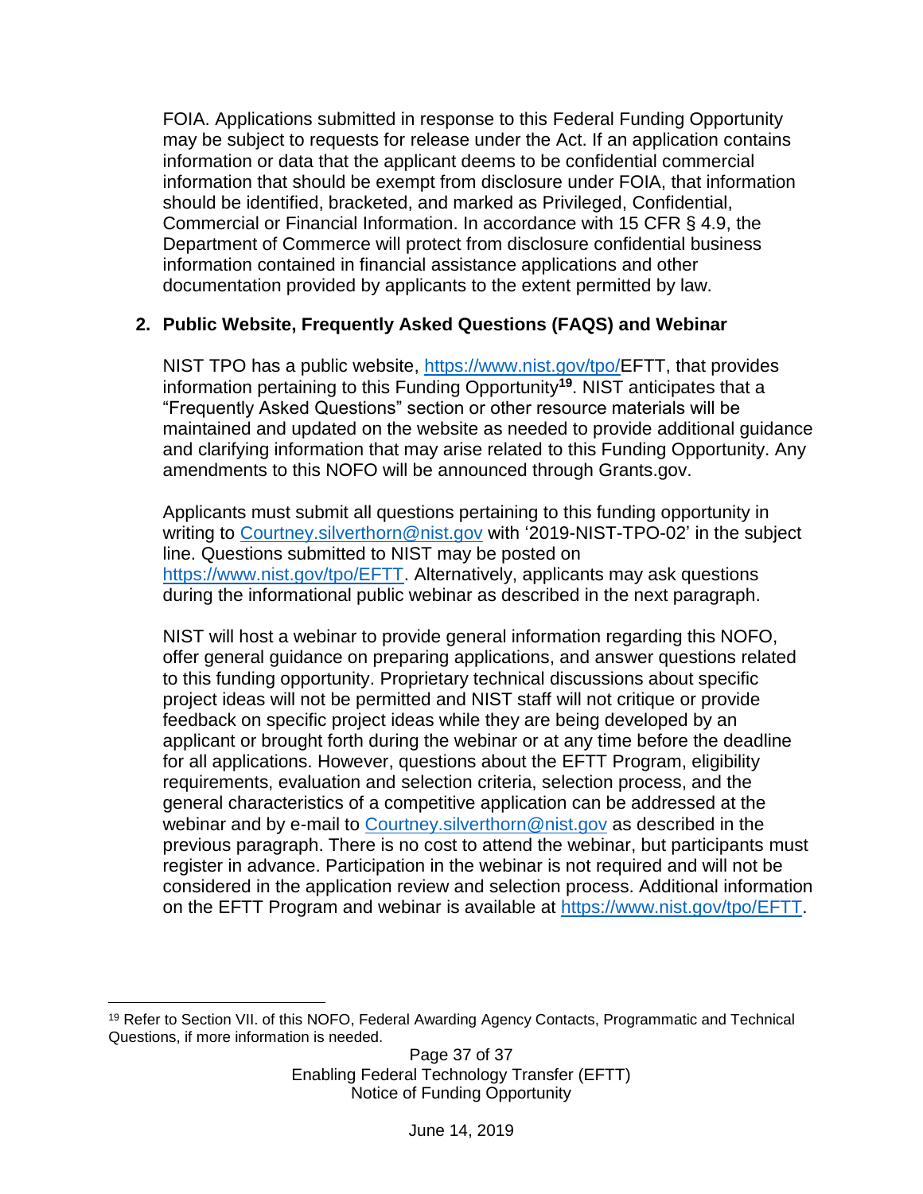FOIA. Applications submitted in response to this Federal Funding Opportunity may be subject to requests for release under the Act. If an application contains information or data that the applicant deems to be confidential commercial information that should be exempt from disclosure under FOIA, that information should be identified, bracketed, and marked as Privileged, Confidential, Commercial or Financial Information. In accordance with 15 CFR § 4.9, the Department of Commerce will protect from disclosure confidential business information contained in financial assistance applications and other documentation provided by applicants to the extent permitted by law.

**2. Public Website, Frequently Asked Questions (FAQS) and Webinar**

NIST TPO has a public website, https://www.nist.gov/tpo/EFTT, that provides information pertaining to this Funding Opportunity[19]. NIST anticipates that a "Frequently Asked Questions" section or other resource materials will be maintained and updated on the website as needed to provide additional guidance and clarifying information that may arise related to this Funding Opportunity. Any amendments to this NOFO will be announced through Grants.gov.

Applicants must submit all questions pertaining to this funding opportunity in writing to Courtney.silverthorn@nist.gov with '2019-NIST-TPO-02' in the subject line. Questions submitted to NIST may be posted on https://www.nist.gov/tpo/EFTT. Alternatively, applicants may ask questions during the informational public webinar as described in the next paragraph.

NIST will host a webinar to provide general information regarding this NOFO, offer general guidance on preparing applications, and answer questions related to this funding opportunity. Proprietary technical discussions about specific project ideas will not be permitted and NIST staff will not critique or provide feedback on specific project ideas while they are being developed by an applicant or brought forth during the webinar or at any time before the deadline for all applications. However, questions about the EFTT Program, eligibility requirements, evaluation and selection criteria, selection process, and the general characteristics of a competitive application can be addressed at the webinar and by e-mail to Courtney.silverthorn@nist.gov as described in the previous paragraph. There is no cost to attend the webinar, but participants must register in advance. Participation in the webinar is not required and will not be considered in the application review and selection process. Additional information on the EFTT Program and webinar is available at https://www.nist.gov/tpo/EFTT.

[19] Refer to Section VII. of this NOFO, Federal Awarding Agency Contacts, Programmatic and Technical Questions, if more information is needed.